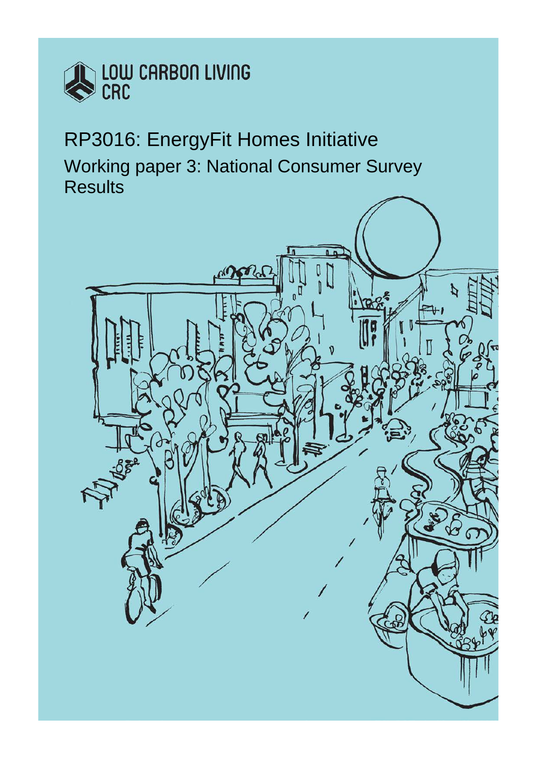LOW CARBON LIVING CRC

# RP3016: EnergyFit Homes Initiative

## Working paper 3: National Consumer Survey Results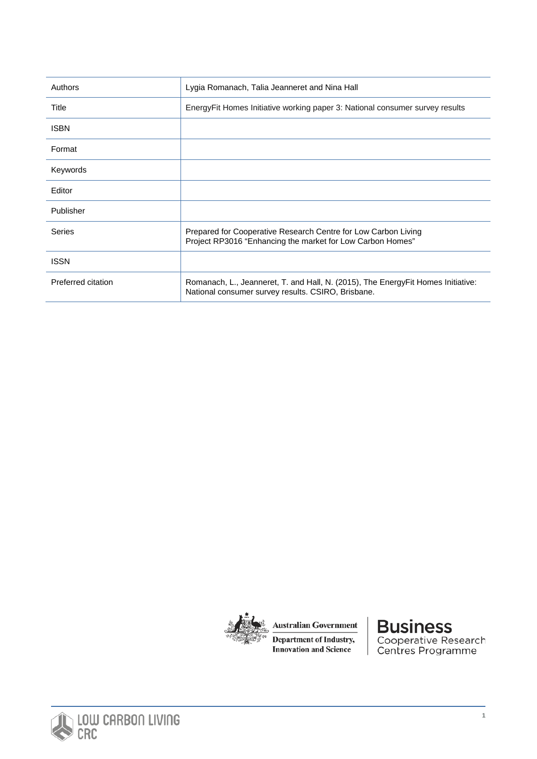| Authors | Lygia Romanach, Talia Jeanneret and Nina Hall |
|---|---|
| Title | EnergyFit Homes Initiative working paper 3: National consumer survey results |
| ISBN | |
| Format | |
| Keywords | |
| Editor | |
| Publisher | |
| Series | Prepared for Cooperative Research Centre for Low Carbon Living<br>Project RP3016 "Enhancing the market for Low Carbon Homes" |
| ISSN | |
| Preferred citation | Romanach, L., Jeanneret, T. and Hall, N. (2015), The EnergyFit Homes Initiative: National consumer survey results. CSIRO, Brisbane. |

Australian Government
Department of Industry, Innovation and Science

Business Cooperative Research Centres Programme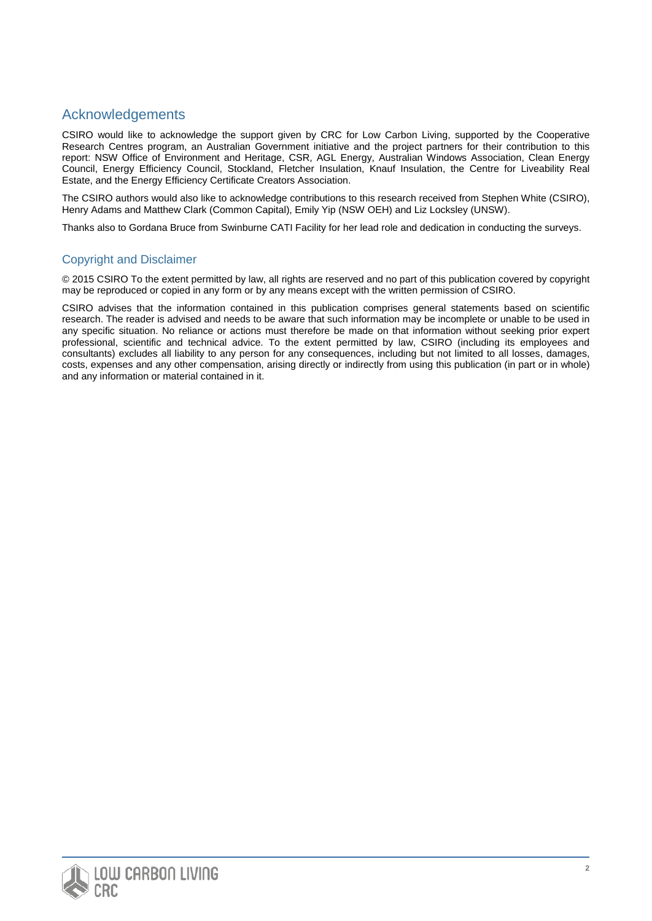## Acknowledgements

CSIRO would like to acknowledge the support given by CRC for Low Carbon Living, supported by the Cooperative Research Centres program, an Australian Government initiative and the project partners for their contribution to this report: NSW Office of Environment and Heritage, CSR, AGL Energy, Australian Windows Association, Clean Energy Council, Energy Efficiency Council, Stockland, Fletcher Insulation, Knauf Insulation, the Centre for Liveability Real Estate, and the Energy Efficiency Certificate Creators Association.

The CSIRO authors would also like to acknowledge contributions to this research received from Stephen White (CSIRO), Henry Adams and Matthew Clark (Common Capital), Emily Yip (NSW OEH) and Liz Locksley (UNSW).

Thanks also to Gordana Bruce from Swinburne CATI Facility for her lead role and dedication in conducting the surveys.

### Copyright and Disclaimer

© 2015 CSIRO To the extent permitted by law, all rights are reserved and no part of this publication covered by copyright may be reproduced or copied in any form or by any means except with the written permission of CSIRO.

CSIRO advises that the information contained in this publication comprises general statements based on scientific research. The reader is advised and needs to be aware that such information may be incomplete or unable to be used in any specific situation. No reliance or actions must therefore be made on that information without seeking prior expert professional, scientific and technical advice. To the extent permitted by law, CSIRO (including its employees and consultants) excludes all liability to any person for any consequences, including but not limited to all losses, damages, costs, expenses and any other compensation, arising directly or indirectly from using this publication (in part or in whole) and any information or material contained in it.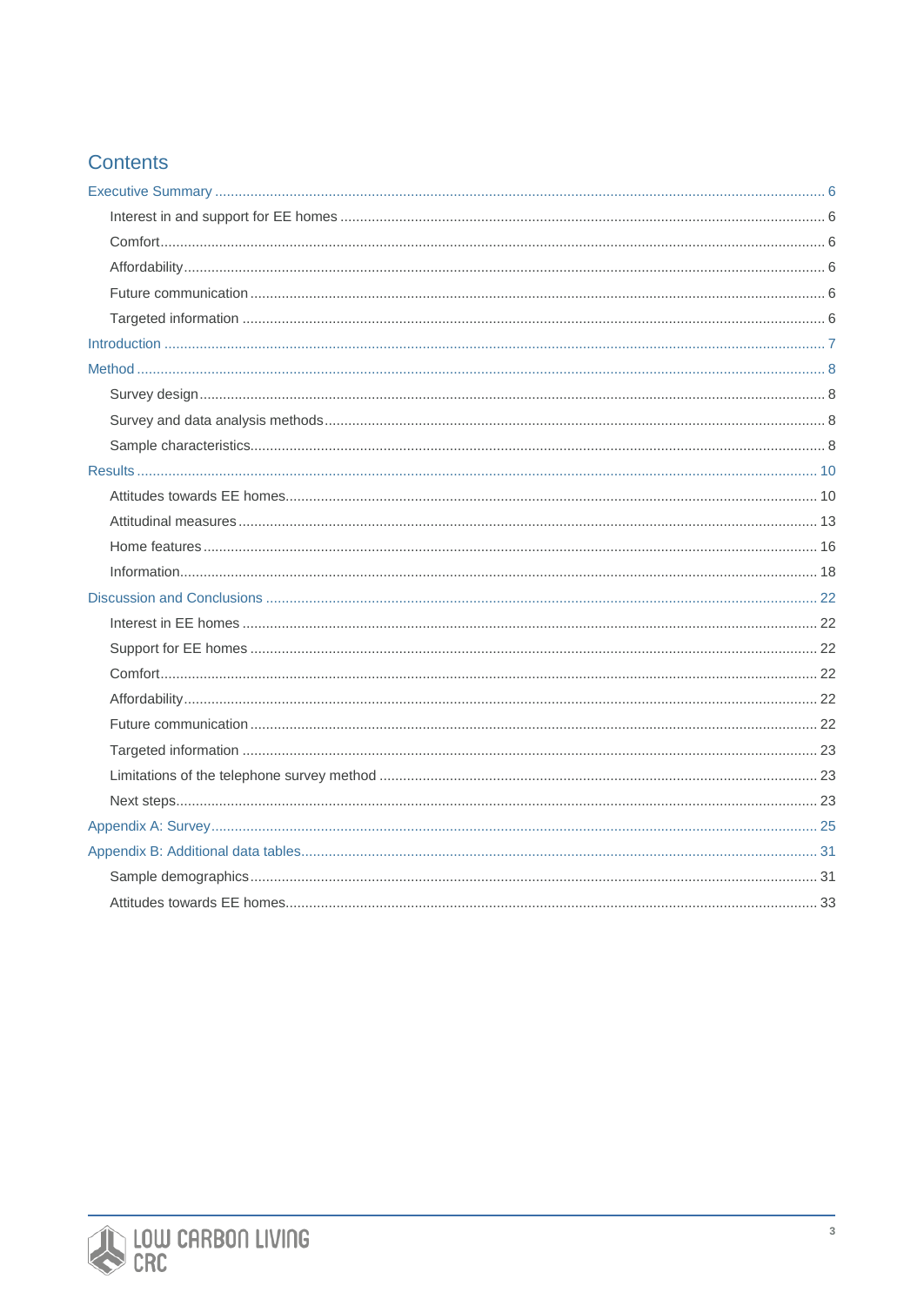# Contents

- Executive Summary ... 6
  - Interest in and support for EE homes ... 6
  - Comfort ... 6
  - Affordability ... 6
  - Future communication ... 6
  - Targeted information ... 6
- Introduction ... 7
- Method ... 8
  - Survey design ... 8
  - Survey and data analysis methods ... 8
  - Sample characteristics ... 8
- Results ... 10
  - Attitudes towards EE homes ... 10
  - Attitudinal measures ... 13
  - Home features ... 16
  - Information ... 18
- Discussion and Conclusions ... 22
  - Interest in EE homes ... 22
  - Support for EE homes ... 22
  - Comfort ... 22
  - Affordability ... 22
  - Future communication ... 22
  - Targeted information ... 23
  - Limitations of the telephone survey method ... 23
  - Next steps ... 23
- Appendix A: Survey ... 25
- Appendix B: Additional data tables ... 31
  - Sample demographics ... 31
  - Attitudes towards EE homes ... 33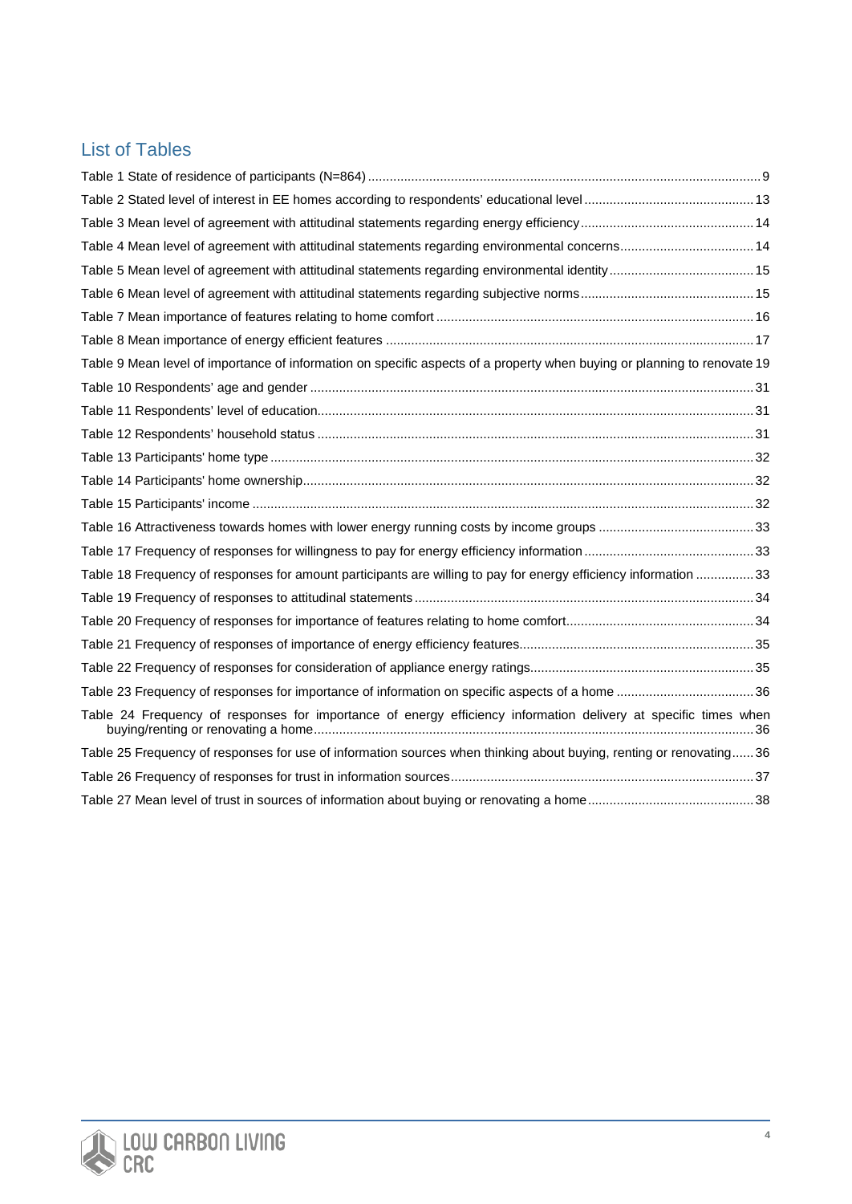## List of Tables

Table 1 State of residence of participants (N=864) ... 9
Table 2 Stated level of interest in EE homes according to respondents' educational level ... 13
Table 3 Mean level of agreement with attitudinal statements regarding energy efficiency ... 14
Table 4 Mean level of agreement with attitudinal statements regarding environmental concerns ... 14
Table 5 Mean level of agreement with attitudinal statements regarding environmental identity ... 15
Table 6 Mean level of agreement with attitudinal statements regarding subjective norms ... 15
Table 7 Mean importance of features relating to home comfort ... 16
Table 8 Mean importance of energy efficient features ... 17
Table 9 Mean level of importance of information on specific aspects of a property when buying or planning to renovate 19
Table 10 Respondents' age and gender ... 31
Table 11 Respondents' level of education ... 31
Table 12 Respondents' household status ... 31
Table 13 Participants' home type ... 32
Table 14 Participants' home ownership ... 32
Table 15 Participants' income ... 32
Table 16 Attractiveness towards homes with lower energy running costs by income groups ... 33
Table 17 Frequency of responses for willingness to pay for energy efficiency information ... 33
Table 18 Frequency of responses for amount participants are willing to pay for energy efficiency information ... 33
Table 19 Frequency of responses to attitudinal statements ... 34
Table 20 Frequency of responses for importance of features relating to home comfort ... 34
Table 21 Frequency of responses of importance of energy efficiency features ... 35
Table 22 Frequency of responses for consideration of appliance energy ratings ... 35
Table 23 Frequency of responses for importance of information on specific aspects of a home ... 36
Table 24 Frequency of responses for importance of energy efficiency information delivery at specific times when buying/renting or renovating a home ... 36
Table 25 Frequency of responses for use of information sources when thinking about buying, renting or renovating ... 36
Table 26 Frequency of responses for trust in information sources ... 37
Table 27 Mean level of trust in sources of information about buying or renovating a home ... 38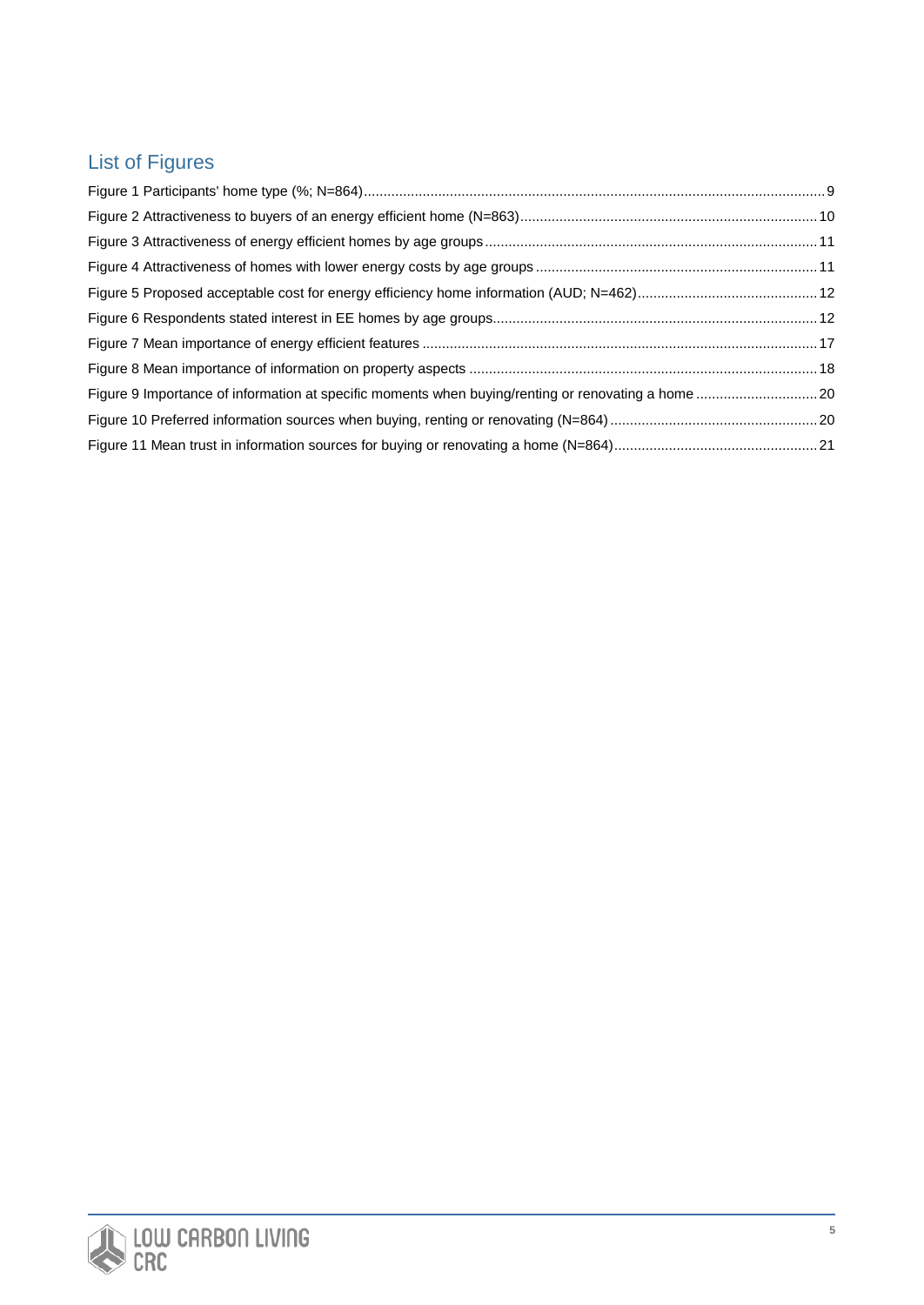## List of Figures

Figure 1 Participants' home type (%; N=864) ..... 9
Figure 2 Attractiveness to buyers of an energy efficient home (N=863) ..... 10
Figure 3 Attractiveness of energy efficient homes by age groups ..... 11
Figure 4 Attractiveness of homes with lower energy costs by age groups ..... 11
Figure 5 Proposed acceptable cost for energy efficiency home information (AUD; N=462) ..... 12
Figure 6 Respondents stated interest in EE homes by age groups ..... 12
Figure 7 Mean importance of energy efficient features ..... 17
Figure 8 Mean importance of information on property aspects ..... 18
Figure 9 Importance of information at specific moments when buying/renting or renovating a home ..... 20
Figure 10 Preferred information sources when buying, renting or renovating (N=864) ..... 20
Figure 11 Mean trust in information sources for buying or renovating a home (N=864) ..... 21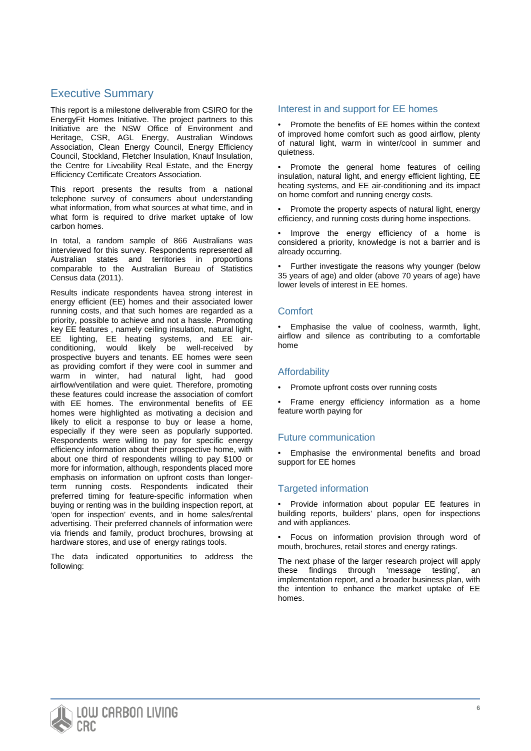# Executive Summary

This report is a milestone deliverable from CSIRO for the EnergyFit Homes Initiative. The project partners to this Initiative are the NSW Office of Environment and Heritage, CSR, AGL Energy, Australian Windows Association, Clean Energy Council, Energy Efficiency Council, Stockland, Fletcher Insulation, Knauf Insulation, the Centre for Liveability Real Estate, and the Energy Efficiency Certificate Creators Association.

This report presents the results from a national telephone survey of consumers about understanding what information, from what sources at what time, and in what form is required to drive market uptake of low carbon homes.

In total, a random sample of 866 Australians was interviewed for this survey. Respondents represented all Australian states and territories in proportions comparable to the Australian Bureau of Statistics Census data (2011).

Results indicate respondents havea strong interest in energy efficient (EE) homes and their associated lower running costs, and that such homes are regarded as a priority, possible to achieve and not a hassle. Promoting key EE features , namely ceiling insulation, natural light, EE lighting, EE heating systems, and EE air-conditioning, would likely be well-received by prospective buyers and tenants. EE homes were seen as providing comfort if they were cool in summer and warm in winter, had natural light, had good airflow/ventilation and were quiet. Therefore, promoting these features could increase the association of comfort with EE homes. The environmental benefits of EE homes were highlighted as motivating a decision and likely to elicit a response to buy or lease a home, especially if they were seen as popularly supported. Respondents were willing to pay for specific energy efficiency information about their prospective home, with about one third of respondents willing to pay $100 or more for information, although, respondents placed more emphasis on information on upfront costs than longer-term running costs. Respondents indicated their preferred timing for feature-specific information when buying or renting was in the building inspection report, at 'open for inspection' events, and in home sales/rental advertising. Their preferred channels of information were via friends and family, product brochures, browsing at hardware stores, and use of energy ratings tools.

The data indicated opportunities to address the following:

## Interest in and support for EE homes

- Promote the benefits of EE homes within the context of improved home comfort such as good airflow, plenty of natural light, warm in winter/cool in summer and quietness.
- Promote the general home features of ceiling insulation, natural light, and energy efficient lighting, EE heating systems, and EE air-conditioning and its impact on home comfort and running energy costs.
- Promote the property aspects of natural light, energy efficiency, and running costs during home inspections.
- Improve the energy efficiency of a home is considered a priority, knowledge is not a barrier and is already occurring.
- Further investigate the reasons why younger (below 35 years of age) and older (above 70 years of age) have lower levels of interest in EE homes.

## Comfort

- Emphasise the value of coolness, warmth, light, airflow and silence as contributing to a comfortable home

## Affordability

- Promote upfront costs over running costs
- Frame energy efficiency information as a home feature worth paying for

## Future communication

- Emphasise the environmental benefits and broad support for EE homes

## Targeted information

- Provide information about popular EE features in building reports, builders' plans, open for inspections and with appliances.
- Focus on information provision through word of mouth, brochures, retail stores and energy ratings.

The next phase of the larger research project will apply these findings through 'message testing', an implementation report, and a broader business plan, with the intention to enhance the market uptake of EE homes.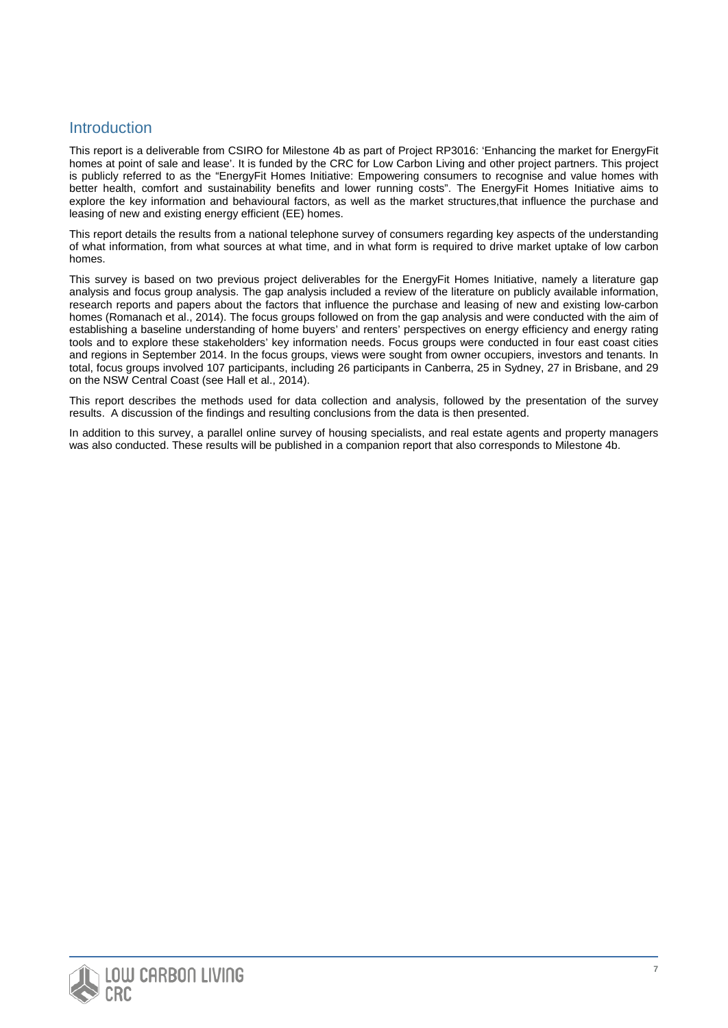# Introduction

This report is a deliverable from CSIRO for Milestone 4b as part of Project RP3016: 'Enhancing the market for EnergyFit homes at point of sale and lease'. It is funded by the CRC for Low Carbon Living and other project partners. This project is publicly referred to as the "EnergyFit Homes Initiative: Empowering consumers to recognise and value homes with better health, comfort and sustainability benefits and lower running costs". The EnergyFit Homes Initiative aims to explore the key information and behavioural factors, as well as the market structures,that influence the purchase and leasing of new and existing energy efficient (EE) homes.

This report details the results from a national telephone survey of consumers regarding key aspects of the understanding of what information, from what sources at what time, and in what form is required to drive market uptake of low carbon homes.

This survey is based on two previous project deliverables for the EnergyFit Homes Initiative, namely a literature gap analysis and focus group analysis. The gap analysis included a review of the literature on publicly available information, research reports and papers about the factors that influence the purchase and leasing of new and existing low-carbon homes (Romanach et al., 2014). The focus groups followed on from the gap analysis and were conducted with the aim of establishing a baseline understanding of home buyers' and renters' perspectives on energy efficiency and energy rating tools and to explore these stakeholders' key information needs. Focus groups were conducted in four east coast cities and regions in September 2014. In the focus groups, views were sought from owner occupiers, investors and tenants. In total, focus groups involved 107 participants, including 26 participants in Canberra, 25 in Sydney, 27 in Brisbane, and 29 on the NSW Central Coast (see Hall et al., 2014).

This report describes the methods used for data collection and analysis, followed by the presentation of the survey results. A discussion of the findings and resulting conclusions from the data is then presented.

In addition to this survey, a parallel online survey of housing specialists, and real estate agents and property managers was also conducted. These results will be published in a companion report that also corresponds to Milestone 4b.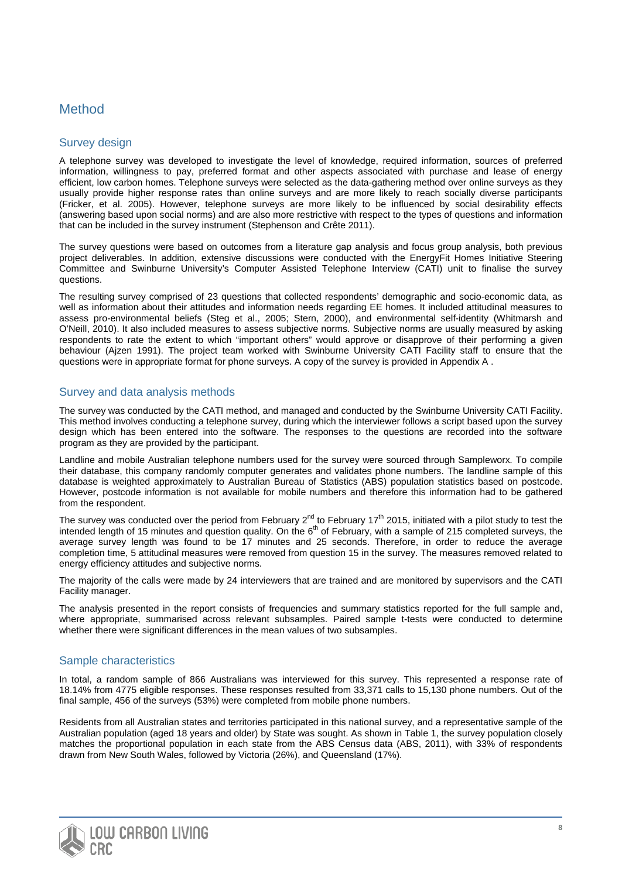# Method

## Survey design

A telephone survey was developed to investigate the level of knowledge, required information, sources of preferred information, willingness to pay, preferred format and other aspects associated with purchase and lease of energy efficient, low carbon homes. Telephone surveys were selected as the data-gathering method over online surveys as they usually provide higher response rates than online surveys and are more likely to reach socially diverse participants (Fricker, et al. 2005). However, telephone surveys are more likely to be influenced by social desirability effects (answering based upon social norms) and are also more restrictive with respect to the types of questions and information that can be included in the survey instrument (Stephenson and Crête 2011).

The survey questions were based on outcomes from a literature gap analysis and focus group analysis, both previous project deliverables. In addition, extensive discussions were conducted with the EnergyFit Homes Initiative Steering Committee and Swinburne University's Computer Assisted Telephone Interview (CATI) unit to finalise the survey questions.

The resulting survey comprised of 23 questions that collected respondents' demographic and socio-economic data, as well as information about their attitudes and information needs regarding EE homes. It included attitudinal measures to assess pro-environmental beliefs (Steg et al., 2005; Stern, 2000), and environmental self-identity (Whitmarsh and O'Neill, 2010). It also included measures to assess subjective norms. Subjective norms are usually measured by asking respondents to rate the extent to which "important others" would approve or disapprove of their performing a given behaviour (Ajzen 1991). The project team worked with Swinburne University CATI Facility staff to ensure that the questions were in appropriate format for phone surveys. A copy of the survey is provided in Appendix A .

## Survey and data analysis methods

The survey was conducted by the CATI method, and managed and conducted by the Swinburne University CATI Facility. This method involves conducting a telephone survey, during which the interviewer follows a script based upon the survey design which has been entered into the software. The responses to the questions are recorded into the software program as they are provided by the participant.

Landline and mobile Australian telephone numbers used for the survey were sourced through Sampleworx. To compile their database, this company randomly computer generates and validates phone numbers. The landline sample of this database is weighted approximately to Australian Bureau of Statistics (ABS) population statistics based on postcode. However, postcode information is not available for mobile numbers and therefore this information had to be gathered from the respondent.

The survey was conducted over the period from February 2nd to February 17th 2015, initiated with a pilot study to test the intended length of 15 minutes and question quality. On the 6th of February, with a sample of 215 completed surveys, the average survey length was found to be 17 minutes and 25 seconds. Therefore, in order to reduce the average completion time, 5 attitudinal measures were removed from question 15 in the survey. The measures removed related to energy efficiency attitudes and subjective norms.

The majority of the calls were made by 24 interviewers that are trained and are monitored by supervisors and the CATI Facility manager.

The analysis presented in the report consists of frequencies and summary statistics reported for the full sample and, where appropriate, summarised across relevant subsamples. Paired sample t-tests were conducted to determine whether there were significant differences in the mean values of two subsamples.

## Sample characteristics

In total, a random sample of 866 Australians was interviewed for this survey. This represented a response rate of 18.14% from 4775 eligible responses. These responses resulted from 33,371 calls to 15,130 phone numbers. Out of the final sample, 456 of the surveys (53%) were completed from mobile phone numbers.

Residents from all Australian states and territories participated in this national survey, and a representative sample of the Australian population (aged 18 years and older) by State was sought. As shown in Table 1, the survey population closely matches the proportional population in each state from the ABS Census data (ABS, 2011), with 33% of respondents drawn from New South Wales, followed by Victoria (26%), and Queensland (17%).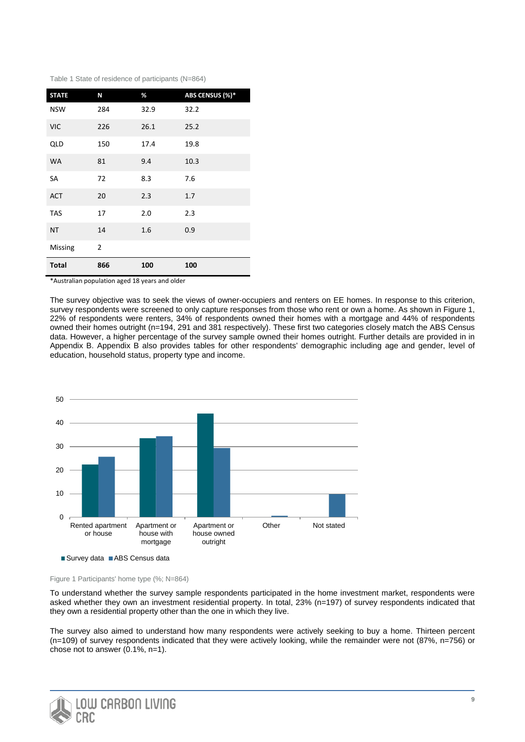Table 1 State of residence of participants (N=864)

| STATE | N | % | ABS CENSUS (%)* |
|---|---|---|---|
| NSW | 284 | 32.9 | 32.2 |
| VIC | 226 | 26.1 | 25.2 |
| QLD | 150 | 17.4 | 19.8 |
| WA | 81 | 9.4 | 10.3 |
| SA | 72 | 8.3 | 7.6 |
| ACT | 20 | 2.3 | 1.7 |
| TAS | 17 | 2.0 | 2.3 |
| NT | 14 | 1.6 | 0.9 |
| Missing | 2 | | |
| **Total** | **866** | **100** | **100** |

*Australian population aged 18 years and older

The survey objective was to seek the views of owner-occupiers and renters on EE homes. In response to this criterion, survey respondents were screened to only capture responses from those who rent or own a home. As shown in Figure 1, 22% of respondents were renters, 34% of respondents owned their homes with a mortgage and 44% of respondents owned their homes outright (n=194, 291 and 381 respectively). These first two categories closely match the ABS Census data. However, a higher percentage of the survey sample owned their homes outright. Further details are provided in in Appendix B. Appendix B also provides tables for other respondents' demographic including age and gender, level of education, household status, property type and income.

Figure 1 Participants' home type (%; N=864)

To understand whether the survey sample respondents participated in the home investment market, respondents were asked whether they own an investment residential property. In total, 23% (n=197) of survey respondents indicated that they own a residential property other than the one in which they live.

The survey also aimed to understand how many respondents were actively seeking to buy a home. Thirteen percent (n=109) of survey respondents indicated that they were actively looking, while the remainder were not (87%, n=756) or chose not to answer (0.1%, n=1).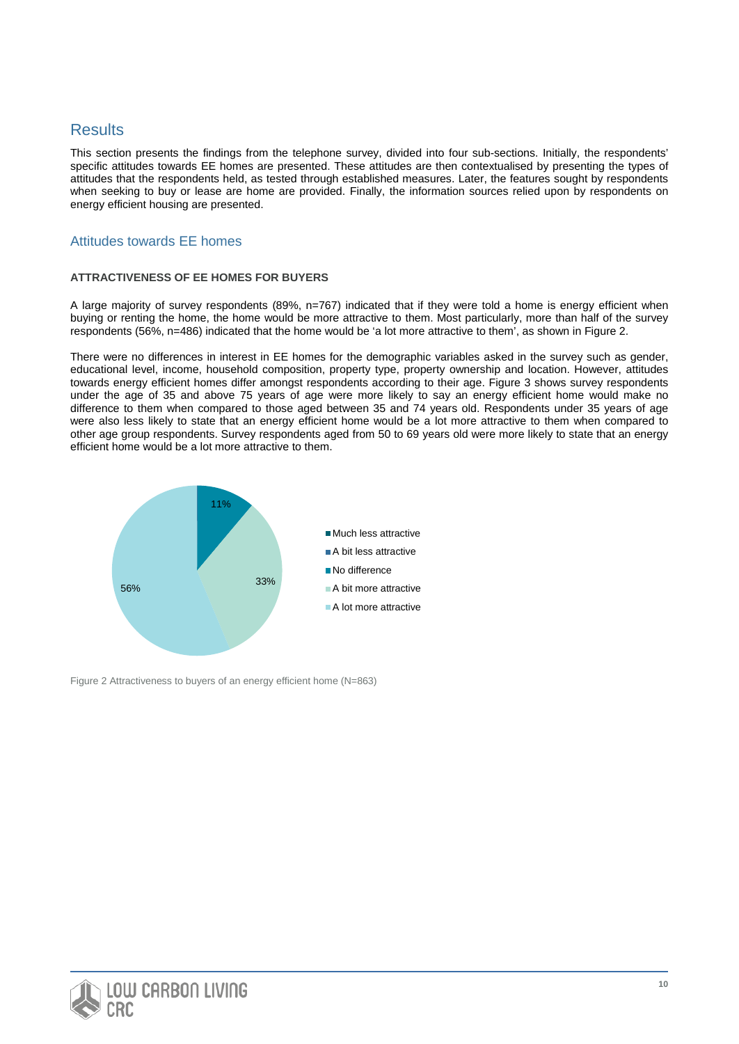## Results

This section presents the findings from the telephone survey, divided into four sub-sections. Initially, the respondents' specific attitudes towards EE homes are presented. These attitudes are then contextualised by presenting the types of attitudes that the respondents held, as tested through established measures. Later, the features sought by respondents when seeking to buy or lease are home are provided. Finally, the information sources relied upon by respondents on energy efficient housing are presented.

### Attitudes towards EE homes

**ATTRACTIVENESS OF EE HOMES FOR BUYERS**

A large majority of survey respondents (89%, n=767) indicated that if they were told a home is energy efficient when buying or renting the home, the home would be more attractive to them. Most particularly, more than half of the survey respondents (56%, n=486) indicated that the home would be 'a lot more attractive to them', as shown in Figure 2.

There were no differences in interest in EE homes for the demographic variables asked in the survey such as gender, educational level, income, household composition, property type, property ownership and location. However, attitudes towards energy efficient homes differ amongst respondents according to their age. Figure 3 shows survey respondents under the age of 35 and above 75 years of age were more likely to say an energy efficient home would make no difference to them when compared to those aged between 35 and 74 years old. Respondents under 35 years of age were also less likely to state that an energy efficient home would be a lot more attractive to them when compared to other age group respondents. Survey respondents aged from 50 to 69 years old were more likely to state that an energy efficient home would be a lot more attractive to them.

| Response | Percentage |
| --- | --- |
| Much less attractive | |
| A bit less attractive | |
| No difference | 11% |
| A bit more attractive | 33% |
| A lot more attractive | 56% |

Figure 2 Attractiveness to buyers of an energy efficient home (N=863)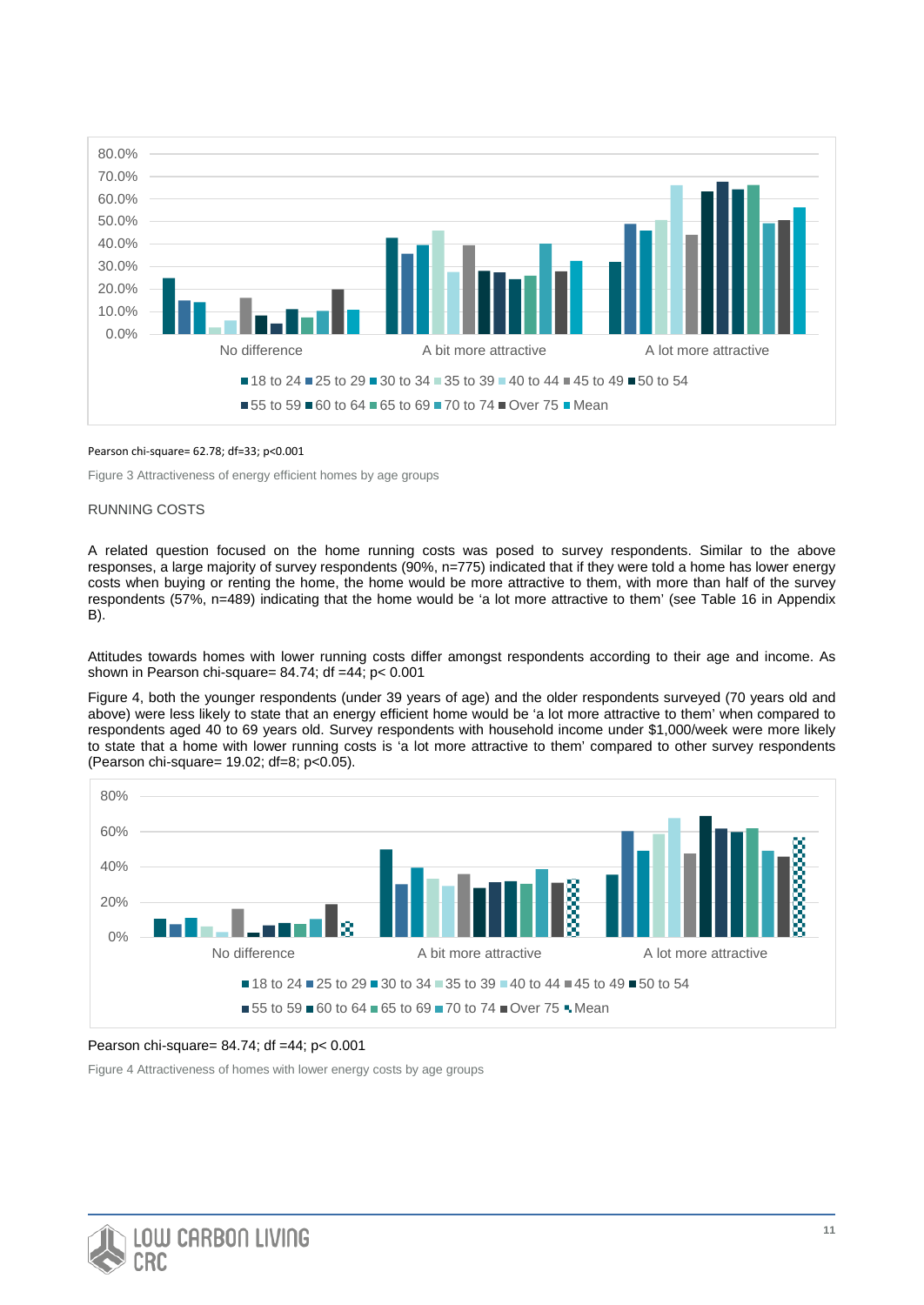Pearson chi-square= 62.78; df=33; p<0.001

Figure 3 Attractiveness of energy efficient homes by age groups

RUNNING COSTS

A related question focused on the home running costs was posed to survey respondents. Similar to the above responses, a large majority of survey respondents (90%, n=775) indicated that if they were told a home has lower energy costs when buying or renting the home, the home would be more attractive to them, with more than half of the survey respondents (57%, n=489) indicating that the home would be 'a lot more attractive to them' (see Table 16 in Appendix B).

Attitudes towards homes with lower running costs differ amongst respondents according to their age and income. As shown in Pearson chi-square= 84.74; df =44; p< 0.001

Figure 4, both the younger respondents (under 39 years of age) and the older respondents surveyed (70 years old and above) were less likely to state that an energy efficient home would be 'a lot more attractive to them' when compared to respondents aged 40 to 69 years old. Survey respondents with household income under $1,000/week were more likely to state that a home with lower running costs is 'a lot more attractive to them' compared to other survey respondents (Pearson chi-square= 19.02; df=8; p<0.05).

Pearson chi-square= 84.74; df =44; p< 0.001

Figure 4 Attractiveness of homes with lower energy costs by age groups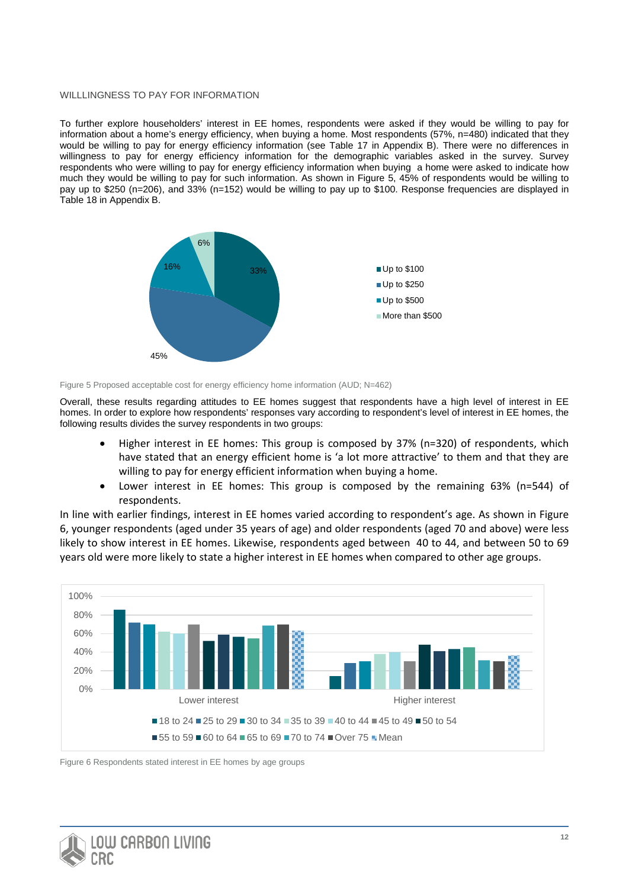WILLLINGNESS TO PAY FOR INFORMATION

To further explore householders' interest in EE homes, respondents were asked if they would be willing to pay for information about a home's energy efficiency, when buying a home. Most respondents (57%, n=480) indicated that they would be willing to pay for energy efficiency information (see Table 17 in Appendix B). There were no differences in willingness to pay for energy efficiency information for the demographic variables asked in the survey. Survey respondents who were willing to pay for energy efficiency information when buying a home were asked to indicate how much they would be willing to pay for such information. As shown in Figure 5, 45% of respondents would be willing to pay up to $250 (n=206), and 33% (n=152) would be willing to pay up to $100. Response frequencies are displayed in Table 18 in Appendix B.

Figure 5 Proposed acceptable cost for energy efficiency home information (AUD; N=462)

Overall, these results regarding attitudes to EE homes suggest that respondents have a high level of interest in EE homes. In order to explore how respondents' responses vary according to respondent's level of interest in EE homes, the following results divides the survey respondents in two groups:

- Higher interest in EE homes: This group is composed by 37% (n=320) of respondents, which have stated that an energy efficient home is 'a lot more attractive' to them and that they are willing to pay for energy efficient information when buying a home.
- Lower interest in EE homes: This group is composed by the remaining 63% (n=544) of respondents.

In line with earlier findings, interest in EE homes varied according to respondent's age. As shown in Figure 6, younger respondents (aged under 35 years of age) and older respondents (aged 70 and above) were less likely to show interest in EE homes. Likewise, respondents aged between 40 to 44, and between 50 to 69 years old were more likely to state a higher interest in EE homes when compared to other age groups.

Figure 6 Respondents stated interest in EE homes by age groups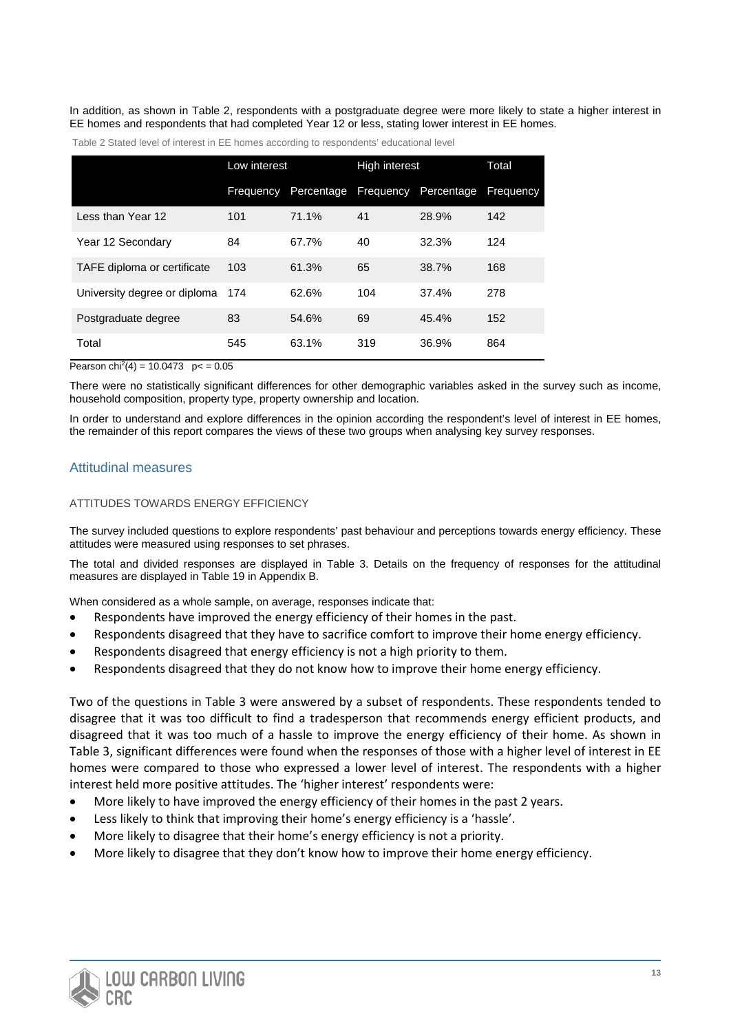In addition, as shown in Table 2, respondents with a postgraduate degree were more likely to state a higher interest in EE homes and respondents that had completed Year 12 or less, stating lower interest in EE homes.

Table 2 Stated level of interest in EE homes according to respondents' educational level

| | Low interest | | High interest | | Total |
|---|---|---|---|---|---|
| | Frequency | Percentage | Frequency | Percentage | Frequency |
| Less than Year 12 | 101 | 71.1% | 41 | 28.9% | 142 |
| Year 12 Secondary | 84 | 67.7% | 40 | 32.3% | 124 |
| TAFE diploma or certificate | 103 | 61.3% | 65 | 38.7% | 168 |
| University degree or diploma | 174 | 62.6% | 104 | 37.4% | 278 |
| Postgraduate degree | 83 | 54.6% | 69 | 45.4% | 152 |
| Total | 545 | 63.1% | 319 | 36.9% | 864 |

Pearson $chi^2(4) = 10.0473 \quad p <= 0.05$

There were no statistically significant differences for other demographic variables asked in the survey such as income, household composition, property type, property ownership and location.

In order to understand and explore differences in the opinion according the respondent's level of interest in EE homes, the remainder of this report compares the views of these two groups when analysing key survey responses.

## Attitudinal measures

### ATTITUDES TOWARDS ENERGY EFFICIENCY

The survey included questions to explore respondents' past behaviour and perceptions towards energy efficiency. These attitudes were measured using responses to set phrases.

The total and divided responses are displayed in Table 3. Details on the frequency of responses for the attitudinal measures are displayed in Table 19 in Appendix B.

When considered as a whole sample, on average, responses indicate that:

- Respondents have improved the energy efficiency of their homes in the past.
- Respondents disagreed that they have to sacrifice comfort to improve their home energy efficiency.
- Respondents disagreed that energy efficiency is not a high priority to them.
- Respondents disagreed that they do not know how to improve their home energy efficiency.

Two of the questions in Table 3 were answered by a subset of respondents. These respondents tended to disagree that it was too difficult to find a tradesperson that recommends energy efficient products, and disagreed that it was too much of a hassle to improve the energy efficiency of their home. As shown in Table 3, significant differences were found when the responses of those with a higher level of interest in EE homes were compared to those who expressed a lower level of interest. The respondents with a higher interest held more positive attitudes. The 'higher interest' respondents were:

- More likely to have improved the energy efficiency of their homes in the past 2 years.
- Less likely to think that improving their home's energy efficiency is a 'hassle'.
- More likely to disagree that their home's energy efficiency is not a priority.
- More likely to disagree that they don't know how to improve their home energy efficiency.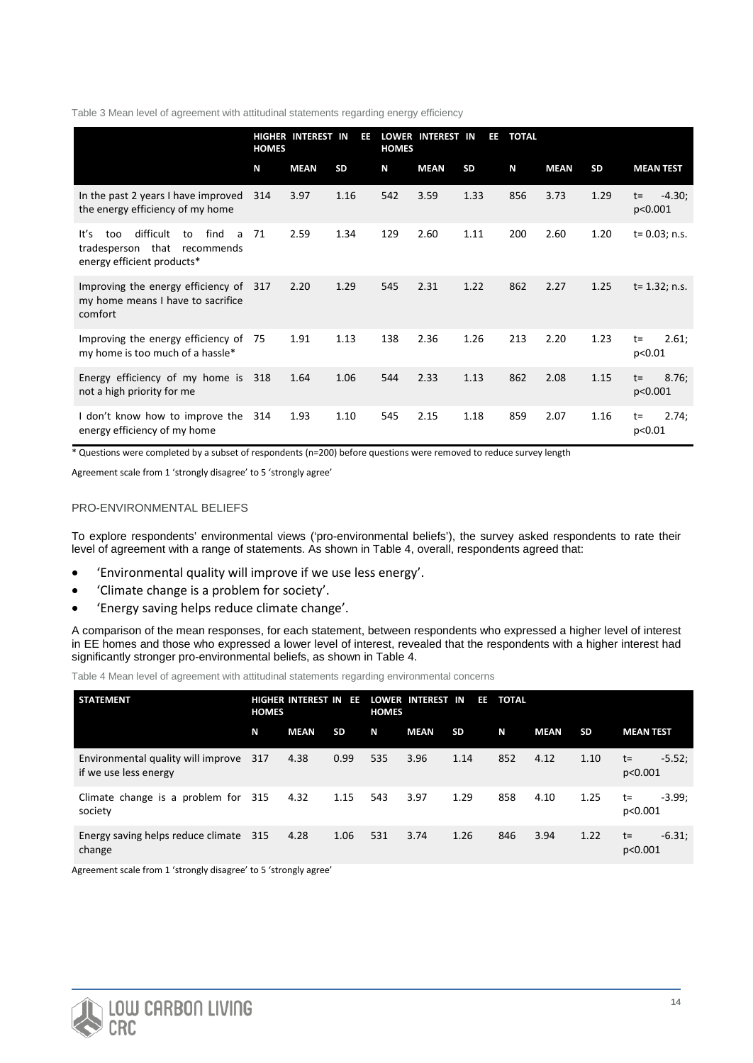Table 3 Mean level of agreement with attitudinal statements regarding energy efficiency

| | HIGHER INTEREST IN EE HOMES | | | LOWER INTEREST IN EE HOMES | | | TOTAL | | | |
|---|---|---|---|---|---|---|---|---|---|---|
| | N | MEAN | SD | N | MEAN | SD | N | MEAN | SD | MEAN TEST |
| In the past 2 years I have improved the energy efficiency of my home | 314 | 3.97 | 1.16 | 542 | 3.59 | 1.33 | 856 | 3.73 | 1.29 | t= -4.30; p<0.001 |
| It's too difficult to find a tradesperson that recommends energy efficient products* | 71 | 2.59 | 1.34 | 129 | 2.60 | 1.11 | 200 | 2.60 | 1.20 | t= 0.03; n.s. |
| Improving the energy efficiency of my home means I have to sacrifice comfort | 317 | 2.20 | 1.29 | 545 | 2.31 | 1.22 | 862 | 2.27 | 1.25 | t= 1.32; n.s. |
| Improving the energy efficiency of my home is too much of a hassle* | 75 | 1.91 | 1.13 | 138 | 2.36 | 1.26 | 213 | 2.20 | 1.23 | t= 2.61; p<0.01 |
| Energy efficiency of my home is not a high priority for me | 318 | 1.64 | 1.06 | 544 | 2.33 | 1.13 | 862 | 2.08 | 1.15 | t= 8.76; p<0.001 |
| I don't know how to improve the energy efficiency of my home | 314 | 1.93 | 1.10 | 545 | 2.15 | 1.18 | 859 | 2.07 | 1.16 | t= 2.74; p<0.01 |

* Questions were completed by a subset of respondents (n=200) before questions were removed to reduce survey length

Agreement scale from 1 'strongly disagree' to 5 'strongly agree'

## PRO-ENVIRONMENTAL BELIEFS

To explore respondents' environmental views ('pro-environmental beliefs'), the survey asked respondents to rate their level of agreement with a range of statements. As shown in Table 4, overall, respondents agreed that:

- 'Environmental quality will improve if we use less energy'.
- 'Climate change is a problem for society'.
- 'Energy saving helps reduce climate change'.

A comparison of the mean responses, for each statement, between respondents who expressed a higher level of interest in EE homes and those who expressed a lower level of interest, revealed that the respondents with a higher interest had significantly stronger pro-environmental beliefs, as shown in Table 4.

Table 4 Mean level of agreement with attitudinal statements regarding environmental concerns

| STATEMENT | HIGHER INTEREST IN EE HOMES | | | LOWER INTEREST IN EE HOMES | | | TOTAL | | | |
|---|---|---|---|---|---|---|---|---|---|---|
| | N | MEAN | SD | N | MEAN | SD | N | MEAN | SD | MEAN TEST |
| Environmental quality will improve if we use less energy | 317 | 4.38 | 0.99 | 535 | 3.96 | 1.14 | 852 | 4.12 | 1.10 | t= -5.52; p<0.001 |
| Climate change is a problem for society | 315 | 4.32 | 1.15 | 543 | 3.97 | 1.29 | 858 | 4.10 | 1.25 | t= -3.99; p<0.001 |
| Energy saving helps reduce climate change | 315 | 4.28 | 1.06 | 531 | 3.74 | 1.26 | 846 | 3.94 | 1.22 | t= -6.31; p<0.001 |

Agreement scale from 1 'strongly disagree' to 5 'strongly agree'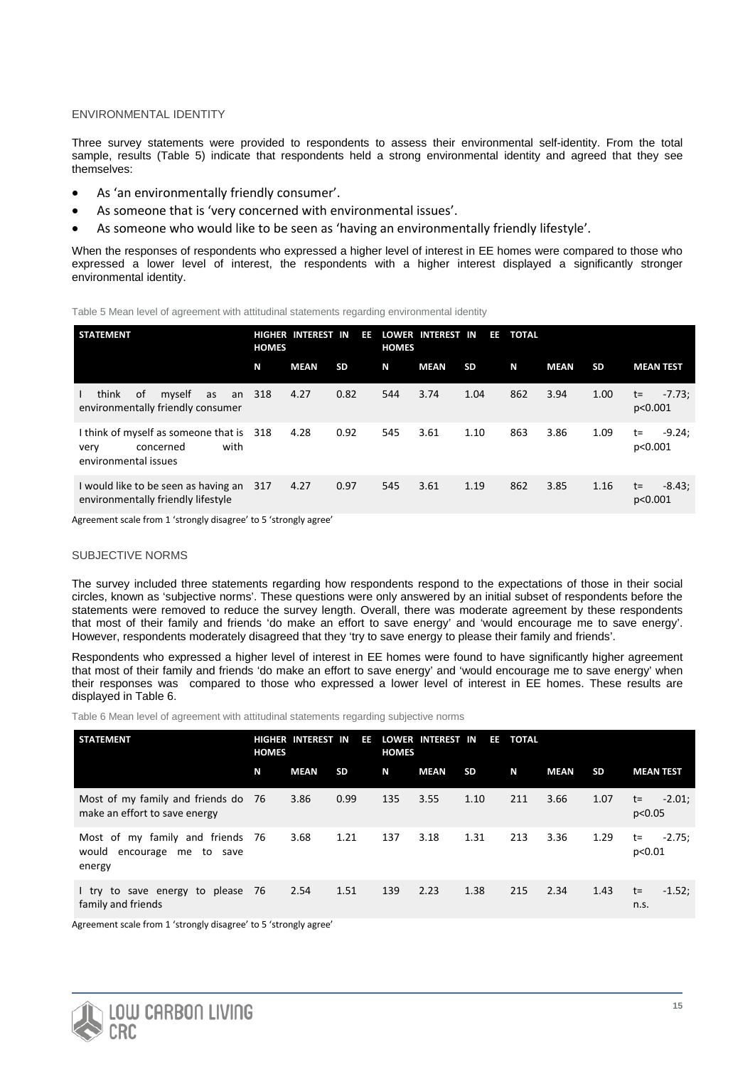### ENVIRONMENTAL IDENTITY

Three survey statements were provided to respondents to assess their environmental self-identity. From the total sample, results (Table 5) indicate that respondents held a strong environmental identity and agreed that they see themselves:

- As 'an environmentally friendly consumer'.
- As someone that is 'very concerned with environmental issues'.
- As someone who would like to be seen as 'having an environmentally friendly lifestyle'.

When the responses of respondents who expressed a higher level of interest in EE homes were compared to those who expressed a lower level of interest, the respondents with a higher interest displayed a significantly stronger environmental identity.

Table 5 Mean level of agreement with attitudinal statements regarding environmental identity

| STATEMENT | HIGHER INTEREST IN EE HOMES | | | LOWER INTEREST IN EE HOMES | | | TOTAL | | | |
|---|---|---|---|---|---|---|---|---|---|---|
| | N | MEAN | SD | N | MEAN | SD | N | MEAN | SD | MEAN TEST |
| I think of myself as an environmentally friendly consumer | 318 | 4.27 | 0.82 | 544 | 3.74 | 1.04 | 862 | 3.94 | 1.00 | t= -7.73; p<0.001 |
| I think of myself as someone that is very concerned with environmental issues | 318 | 4.28 | 0.92 | 545 | 3.61 | 1.10 | 863 | 3.86 | 1.09 | t= -9.24; p<0.001 |
| I would like to be seen as having an environmentally friendly lifestyle | 317 | 4.27 | 0.97 | 545 | 3.61 | 1.19 | 862 | 3.85 | 1.16 | t= -8.43; p<0.001 |

Agreement scale from 1 'strongly disagree' to 5 'strongly agree'

### SUBJECTIVE NORMS

The survey included three statements regarding how respondents respond to the expectations of those in their social circles, known as 'subjective norms'. These questions were only answered by an initial subset of respondents before the statements were removed to reduce the survey length. Overall, there was moderate agreement by these respondents that most of their family and friends 'do make an effort to save energy' and 'would encourage me to save energy'. However, respondents moderately disagreed that they 'try to save energy to please their family and friends'.

Respondents who expressed a higher level of interest in EE homes were found to have significantly higher agreement that most of their family and friends 'do make an effort to save energy' and 'would encourage me to save energy' when their responses was compared to those who expressed a lower level of interest in EE homes. These results are displayed in Table 6.

Table 6 Mean level of agreement with attitudinal statements regarding subjective norms

| STATEMENT | HIGHER INTEREST IN EE HOMES | | | LOWER INTEREST IN EE HOMES | | | TOTAL | | | |
|---|---|---|---|---|---|---|---|---|---|---|
| | N | MEAN | SD | N | MEAN | SD | N | MEAN | SD | MEAN TEST |
| Most of my family and friends do make an effort to save energy | 76 | 3.86 | 0.99 | 135 | 3.55 | 1.10 | 211 | 3.66 | 1.07 | t= -2.01; p<0.05 |
| Most of my family and friends would encourage me to save energy | 76 | 3.68 | 1.21 | 137 | 3.18 | 1.31 | 213 | 3.36 | 1.29 | t= -2.75; p<0.01 |
| I try to save energy to please family and friends | 76 | 2.54 | 1.51 | 139 | 2.23 | 1.38 | 215 | 2.34 | 1.43 | t= -1.52; n.s. |

Agreement scale from 1 'strongly disagree' to 5 'strongly agree'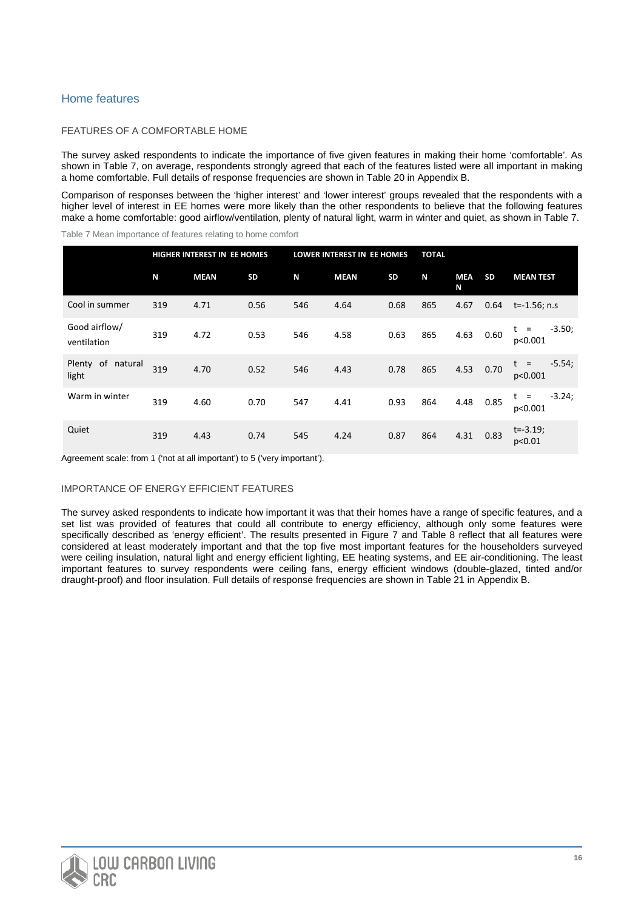## Home features

### FEATURES OF A COMFORTABLE HOME

The survey asked respondents to indicate the importance of five given features in making their home 'comfortable'. As shown in Table 7, on average, respondents strongly agreed that each of the features listed were all important in making a home comfortable. Full details of response frequencies are shown in Table 20 in Appendix B.

Comparison of responses between the 'higher interest' and 'lower interest' groups revealed that the respondents with a higher level of interest in EE homes were more likely than the other respondents to believe that the following features make a home comfortable: good airflow/ventilation, plenty of natural light, warm in winter and quiet, as shown in Table 7.

Table 7 Mean importance of features relating to home comfort

| | HIGHER INTEREST IN EE HOMES | | | LOWER INTEREST IN EE HOMES | | | TOTAL | | | |
|---|---|---|---|---|---|---|---|---|---|---|
| | N | MEAN | SD | N | MEAN | SD | N | MEAN | SD | MEAN TEST |
| Cool in summer | 319 | 4.71 | 0.56 | 546 | 4.64 | 0.68 | 865 | 4.67 | 0.64 | t=-1.56; n.s |
| Good airflow/ ventilation | 319 | 4.72 | 0.53 | 546 | 4.58 | 0.63 | 865 | 4.63 | 0.60 | t = -3.50; p<0.001 |
| Plenty of natural light | 319 | 4.70 | 0.52 | 546 | 4.43 | 0.78 | 865 | 4.53 | 0.70 | t = -5.54; p<0.001 |
| Warm in winter | 319 | 4.60 | 0.70 | 547 | 4.41 | 0.93 | 864 | 4.48 | 0.85 | t = -3.24; p<0.001 |
| Quiet | 319 | 4.43 | 0.74 | 545 | 4.24 | 0.87 | 864 | 4.31 | 0.83 | t=-3.19; p<0.01 |

Agreement scale: from 1 ('not at all important') to 5 ('very important').

### IMPORTANCE OF ENERGY EFFICIENT FEATURES

The survey asked respondents to indicate how important it was that their homes have a range of specific features, and a set list was provided of features that could all contribute to energy efficiency, although only some features were specifically described as 'energy efficient'. The results presented in Figure 7 and Table 8 reflect that all features were considered at least moderately important and that the top five most important features for the householders surveyed were ceiling insulation, natural light and energy efficient lighting, EE heating systems, and EE air-conditioning. The least important features to survey respondents were ceiling fans, energy efficient windows (double-glazed, tinted and/or draught-proof) and floor insulation. Full details of response frequencies are shown in Table 21 in Appendix B.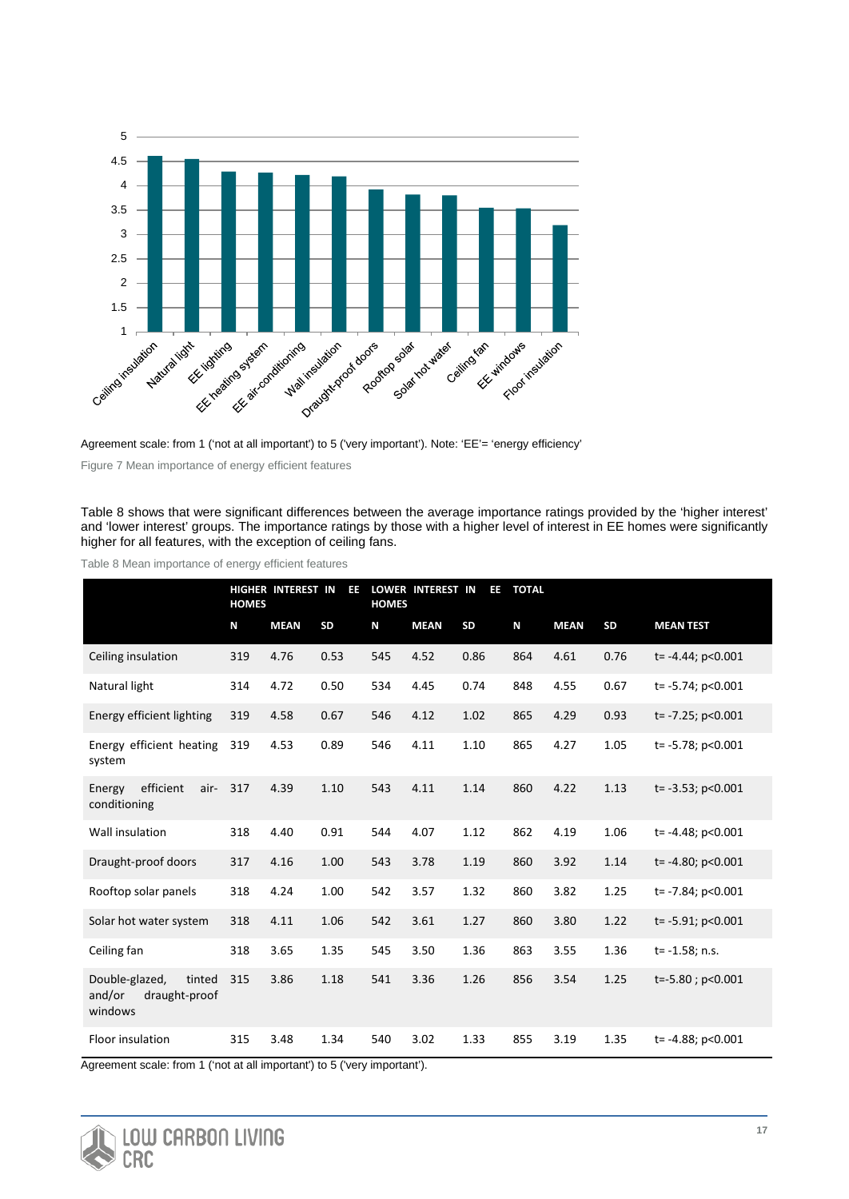Agreement scale: from 1 ('not at all important') to 5 ('very important'). Note: 'EE'= 'energy efficiency'

Figure 7 Mean importance of energy efficient features

Table 8 shows that were significant differences between the average importance ratings provided by the 'higher interest' and 'lower interest' groups. The importance ratings by those with a higher level of interest in EE homes were significantly higher for all features, with the exception of ceiling fans.

Table 8 Mean importance of energy efficient features

| | HIGHER INTEREST IN EE HOMES | | | LOWER INTEREST IN EE HOMES | | | TOTAL | | | |
|---|---|---|---|---|---|---|---|---|---|---|
| | N | MEAN | SD | N | MEAN | SD | N | MEAN | SD | MEAN TEST |
| Ceiling insulation | 319 | 4.76 | 0.53 | 545 | 4.52 | 0.86 | 864 | 4.61 | 0.76 | t= -4.44; p<0.001 |
| Natural light | 314 | 4.72 | 0.50 | 534 | 4.45 | 0.74 | 848 | 4.55 | 0.67 | t= -5.74; p<0.001 |
| Energy efficient lighting | 319 | 4.58 | 0.67 | 546 | 4.12 | 1.02 | 865 | 4.29 | 0.93 | t= -7.25; p<0.001 |
| Energy efficient heating system | 319 | 4.53 | 0.89 | 546 | 4.11 | 1.10 | 865 | 4.27 | 1.05 | t= -5.78; p<0.001 |
| Energy efficient air-conditioning | 317 | 4.39 | 1.10 | 543 | 4.11 | 1.14 | 860 | 4.22 | 1.13 | t= -3.53; p<0.001 |
| Wall insulation | 318 | 4.40 | 0.91 | 544 | 4.07 | 1.12 | 862 | 4.19 | 1.06 | t= -4.48; p<0.001 |
| Draught-proof doors | 317 | 4.16 | 1.00 | 543 | 3.78 | 1.19 | 860 | 3.92 | 1.14 | t= -4.80; p<0.001 |
| Rooftop solar panels | 318 | 4.24 | 1.00 | 542 | 3.57 | 1.32 | 860 | 3.82 | 1.25 | t= -7.84; p<0.001 |
| Solar hot water system | 318 | 4.11 | 1.06 | 542 | 3.61 | 1.27 | 860 | 3.80 | 1.22 | t= -5.91; p<0.001 |
| Ceiling fan | 318 | 3.65 | 1.35 | 545 | 3.50 | 1.36 | 863 | 3.55 | 1.36 | t= -1.58; n.s. |
| Double-glazed, tinted and/or draught-proof windows | 315 | 3.86 | 1.18 | 541 | 3.36 | 1.26 | 856 | 3.54 | 1.25 | t=-5.80 ; p<0.001 |
| Floor insulation | 315 | 3.48 | 1.34 | 540 | 3.02 | 1.33 | 855 | 3.19 | 1.35 | t= -4.88; p<0.001 |

Agreement scale: from 1 ('not at all important') to 5 ('very important').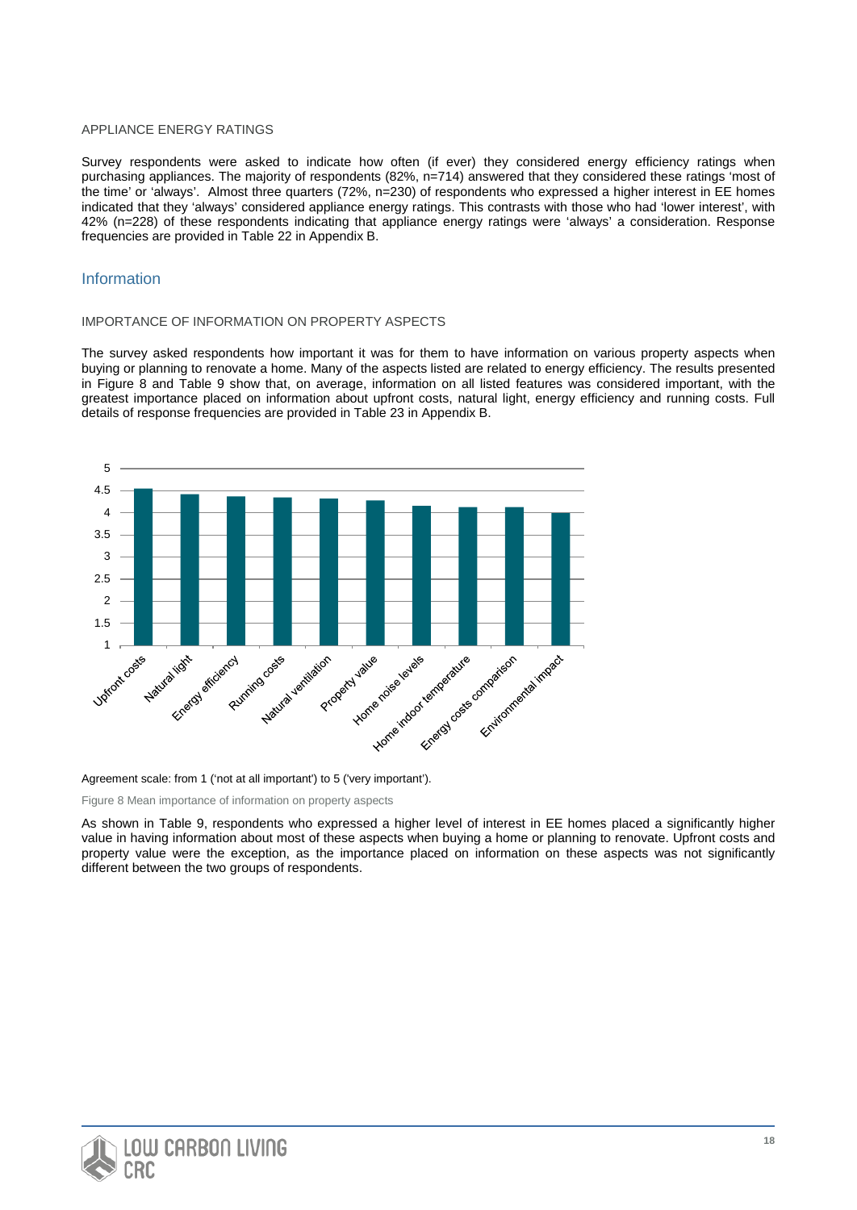#### APPLIANCE ENERGY RATINGS

Survey respondents were asked to indicate how often (if ever) they considered energy efficiency ratings when purchasing appliances. The majority of respondents (82%, n=714) answered that they considered these ratings 'most of the time' or 'always'. Almost three quarters (72%, n=230) of respondents who expressed a higher interest in EE homes indicated that they 'always' considered appliance energy ratings. This contrasts with those who had 'lower interest', with 42% (n=228) of these respondents indicating that appliance energy ratings were 'always' a consideration. Response frequencies are provided in Table 22 in Appendix B.

## Information

#### IMPORTANCE OF INFORMATION ON PROPERTY ASPECTS

The survey asked respondents how important it was for them to have information on various property aspects when buying or planning to renovate a home. Many of the aspects listed are related to energy efficiency. The results presented in Figure 8 and Table 9 show that, on average, information on all listed features was considered important, with the greatest importance placed on information about upfront costs, natural light, energy efficiency and running costs. Full details of response frequencies are provided in Table 23 in Appendix B.

Agreement scale: from 1 ('not at all important') to 5 ('very important').

Figure 8 Mean importance of information on property aspects

As shown in Table 9, respondents who expressed a higher level of interest in EE homes placed a significantly higher value in having information about most of these aspects when buying a home or planning to renovate. Upfront costs and property value were the exception, as the importance placed on information on these aspects was not significantly different between the two groups of respondents.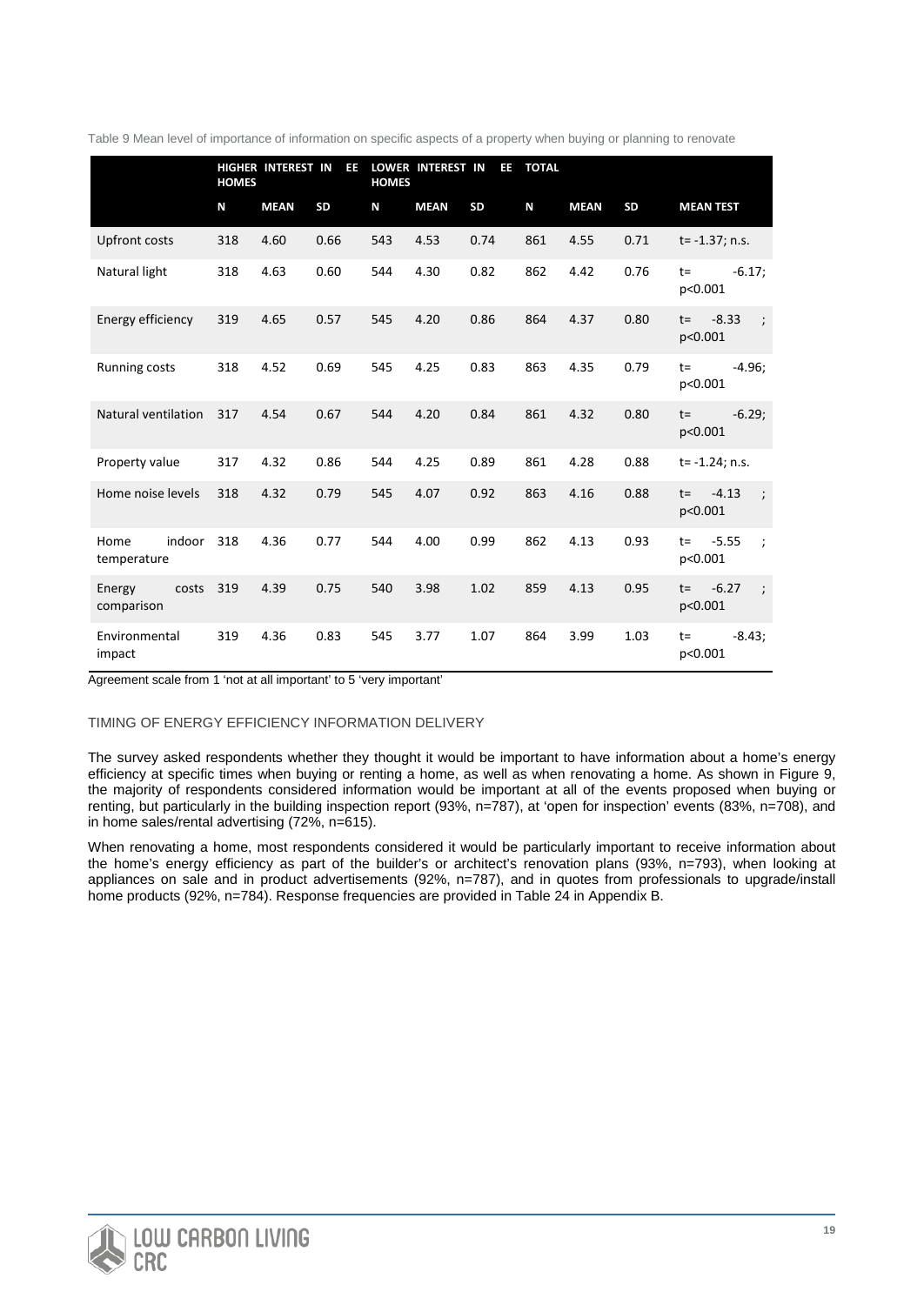Table 9 Mean level of importance of information on specific aspects of a property when buying or planning to renovate

| | HIGHER INTEREST IN EE HOMES | | | LOWER INTEREST IN EE HOMES | | | TOTAL | | | |
|---|---|---|---|---|---|---|---|---|---|---|
| | N | MEAN | SD | N | MEAN | SD | N | MEAN | SD | MEAN TEST |
| Upfront costs | 318 | 4.60 | 0.66 | 543 | 4.53 | 0.74 | 861 | 4.55 | 0.71 | t= -1.37; n.s. |
| Natural light | 318 | 4.63 | 0.60 | 544 | 4.30 | 0.82 | 862 | 4.42 | 0.76 | t= -6.17; p<0.001 |
| Energy efficiency | 319 | 4.65 | 0.57 | 545 | 4.20 | 0.86 | 864 | 4.37 | 0.80 | t= -8.33 ; p<0.001 |
| Running costs | 318 | 4.52 | 0.69 | 545 | 4.25 | 0.83 | 863 | 4.35 | 0.79 | t= -4.96; p<0.001 |
| Natural ventilation | 317 | 4.54 | 0.67 | 544 | 4.20 | 0.84 | 861 | 4.32 | 0.80 | t= -6.29; p<0.001 |
| Property value | 317 | 4.32 | 0.86 | 544 | 4.25 | 0.89 | 861 | 4.28 | 0.88 | t= -1.24; n.s. |
| Home noise levels | 318 | 4.32 | 0.79 | 545 | 4.07 | 0.92 | 863 | 4.16 | 0.88 | t= -4.13 ; p<0.001 |
| Home indoor temperature | 318 | 4.36 | 0.77 | 544 | 4.00 | 0.99 | 862 | 4.13 | 0.93 | t= -5.55 ; p<0.001 |
| Energy costs comparison | 319 | 4.39 | 0.75 | 540 | 3.98 | 1.02 | 859 | 4.13 | 0.95 | t= -6.27 ; p<0.001 |
| Environmental impact | 319 | 4.36 | 0.83 | 545 | 3.77 | 1.07 | 864 | 3.99 | 1.03 | t= -8.43; p<0.001 |

Agreement scale from 1 'not at all important' to 5 'very important'

### TIMING OF ENERGY EFFICIENCY INFORMATION DELIVERY

The survey asked respondents whether they thought it would be important to have information about a home's energy efficiency at specific times when buying or renting a home, as well as when renovating a home. As shown in Figure 9, the majority of respondents considered information would be important at all of the events proposed when buying or renting, but particularly in the building inspection report (93%, n=787), at 'open for inspection' events (83%, n=708), and in home sales/rental advertising (72%, n=615).

When renovating a home, most respondents considered it would be particularly important to receive information about the home's energy efficiency as part of the builder's or architect's renovation plans (93%, n=793), when looking at appliances on sale and in product advertisements (92%, n=787), and in quotes from professionals to upgrade/install home products (92%, n=784). Response frequencies are provided in Table 24 in Appendix B.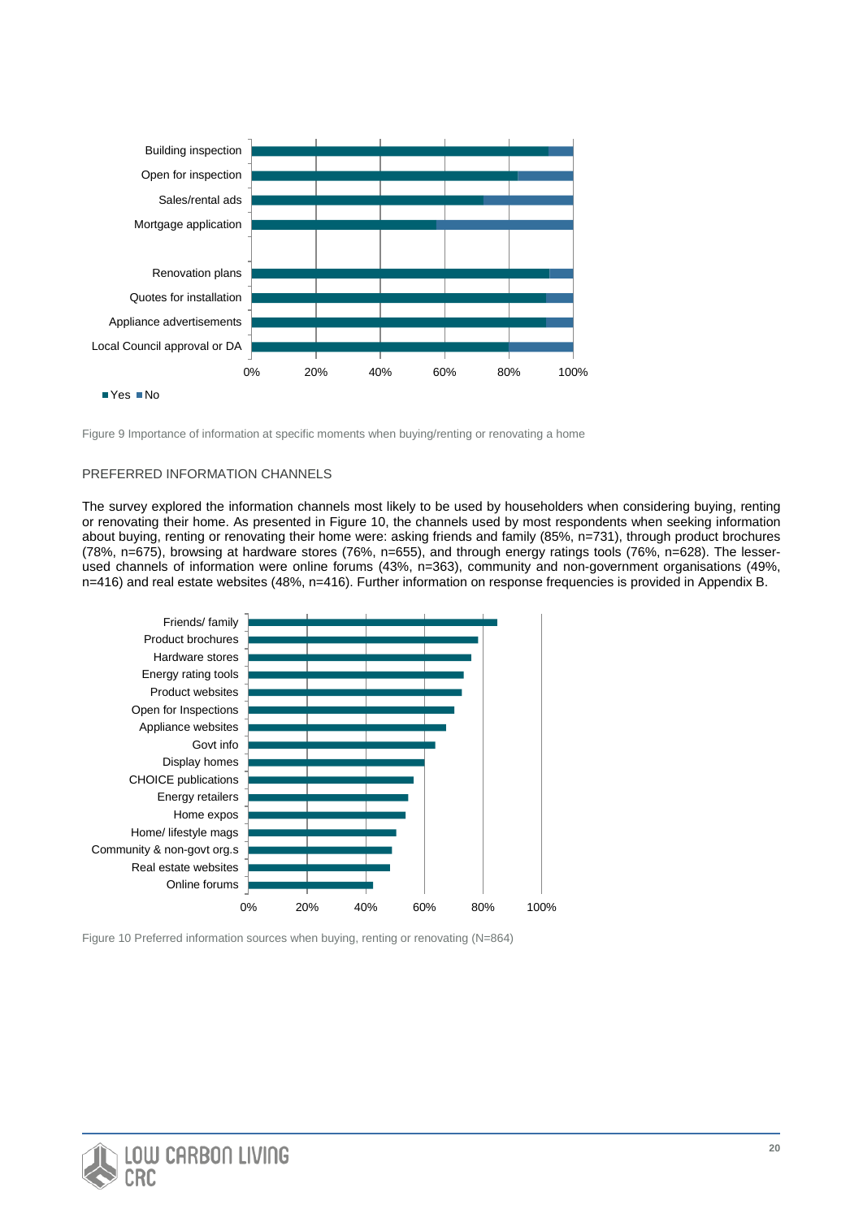Figure 9 Importance of information at specific moments when buying/renting or renovating a home

### PREFERRED INFORMATION CHANNELS

The survey explored the information channels most likely to be used by householders when considering buying, renting or renovating their home. As presented in Figure 10, the channels used by most respondents when seeking information about buying, renting or renovating their home were: asking friends and family (85%, n=731), through product brochures (78%, n=675), browsing at hardware stores (76%, n=655), and through energy ratings tools (76%, n=628). The lesser-used channels of information were online forums (43%, n=363), community and non-government organisations (49%, n=416) and real estate websites (48%, n=416). Further information on response frequencies is provided in Appendix B.

Figure 10 Preferred information sources when buying, renting or renovating (N=864)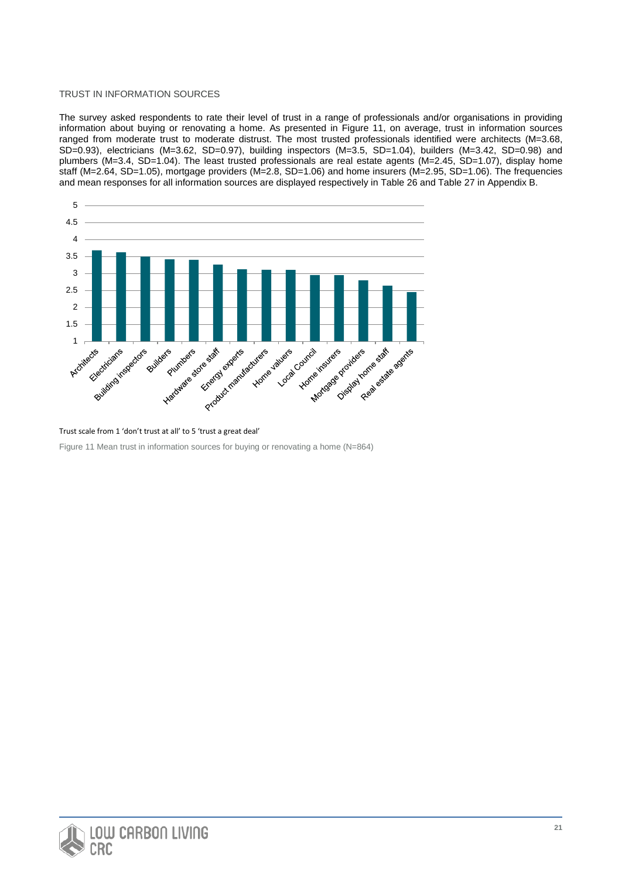### TRUST IN INFORMATION SOURCES

The survey asked respondents to rate their level of trust in a range of professionals and/or organisations in providing information about buying or renovating a home. As presented in Figure 11, on average, trust in information sources ranged from moderate trust to moderate distrust. The most trusted professionals identified were architects (M=3.68, SD=0.93), electricians (M=3.62, SD=0.97), building inspectors (M=3.5, SD=1.04), builders (M=3.42, SD=0.98) and plumbers (M=3.4, SD=1.04). The least trusted professionals are real estate agents (M=2.45, SD=1.07), display home staff (M=2.64, SD=1.05), mortgage providers (M=2.8, SD=1.06) and home insurers (M=2.95, SD=1.06). The frequencies and mean responses for all information sources are displayed respectively in Table 26 and Table 27 in Appendix B.

Trust scale from 1 'don't trust at all' to 5 'trust a great deal'

Figure 11 Mean trust in information sources for buying or renovating a home (N=864)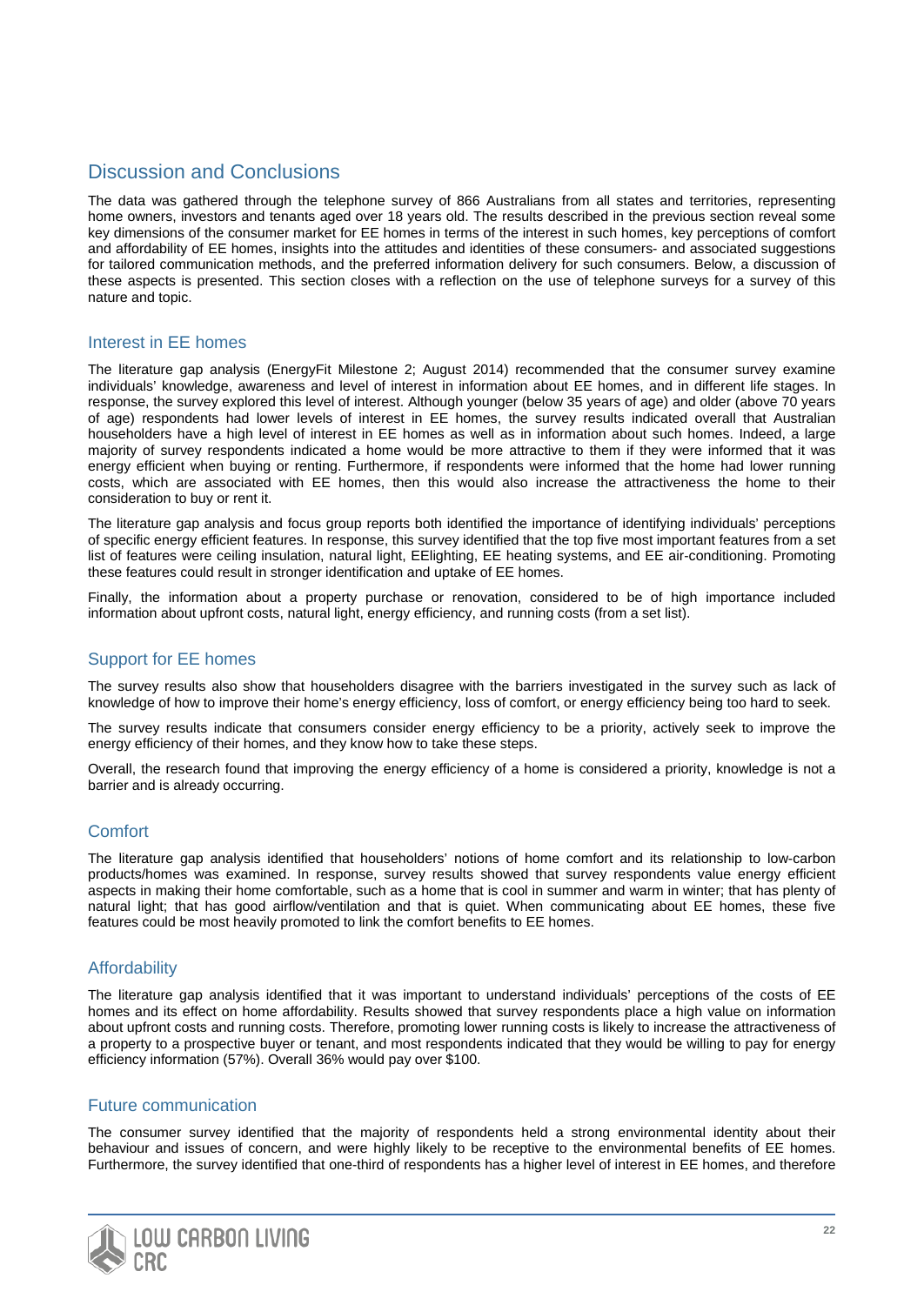# Discussion and Conclusions

The data was gathered through the telephone survey of 866 Australians from all states and territories, representing home owners, investors and tenants aged over 18 years old. The results described in the previous section reveal some key dimensions of the consumer market for EE homes in terms of the interest in such homes, key perceptions of comfort and affordability of EE homes, insights into the attitudes and identities of these consumers- and associated suggestions for tailored communication methods, and the preferred information delivery for such consumers. Below, a discussion of these aspects is presented. This section closes with a reflection on the use of telephone surveys for a survey of this nature and topic.

## Interest in EE homes

The literature gap analysis (EnergyFit Milestone 2; August 2014) recommended that the consumer survey examine individuals' knowledge, awareness and level of interest in information about EE homes, and in different life stages. In response, the survey explored this level of interest. Although younger (below 35 years of age) and older (above 70 years of age) respondents had lower levels of interest in EE homes, the survey results indicated overall that Australian householders have a high level of interest in EE homes as well as in information about such homes. Indeed, a large majority of survey respondents indicated a home would be more attractive to them if they were informed that it was energy efficient when buying or renting. Furthermore, if respondents were informed that the home had lower running costs, which are associated with EE homes, then this would also increase the attractiveness the home to their consideration to buy or rent it.

The literature gap analysis and focus group reports both identified the importance of identifying individuals' perceptions of specific energy efficient features. In response, this survey identified that the top five most important features from a set list of features were ceiling insulation, natural light, EElighting, EE heating systems, and EE air-conditioning. Promoting these features could result in stronger identification and uptake of EE homes.

Finally, the information about a property purchase or renovation, considered to be of high importance included information about upfront costs, natural light, energy efficiency, and running costs (from a set list).

## Support for EE homes

The survey results also show that householders disagree with the barriers investigated in the survey such as lack of knowledge of how to improve their home's energy efficiency, loss of comfort, or energy efficiency being too hard to seek.

The survey results indicate that consumers consider energy efficiency to be a priority, actively seek to improve the energy efficiency of their homes, and they know how to take these steps.

Overall, the research found that improving the energy efficiency of a home is considered a priority, knowledge is not a barrier and is already occurring.

## Comfort

The literature gap analysis identified that householders' notions of home comfort and its relationship to low-carbon products/homes was examined. In response, survey results showed that survey respondents value energy efficient aspects in making their home comfortable, such as a home that is cool in summer and warm in winter; that has plenty of natural light; that has good airflow/ventilation and that is quiet. When communicating about EE homes, these five features could be most heavily promoted to link the comfort benefits to EE homes.

## Affordability

The literature gap analysis identified that it was important to understand individuals' perceptions of the costs of EE homes and its effect on home affordability. Results showed that survey respondents place a high value on information about upfront costs and running costs. Therefore, promoting lower running costs is likely to increase the attractiveness of a property to a prospective buyer or tenant, and most respondents indicated that they would be willing to pay for energy efficiency information (57%). Overall 36% would pay over $100.

## Future communication

The consumer survey identified that the majority of respondents held a strong environmental identity about their behaviour and issues of concern, and were highly likely to be receptive to the environmental benefits of EE homes. Furthermore, the survey identified that one-third of respondents has a higher level of interest in EE homes, and therefore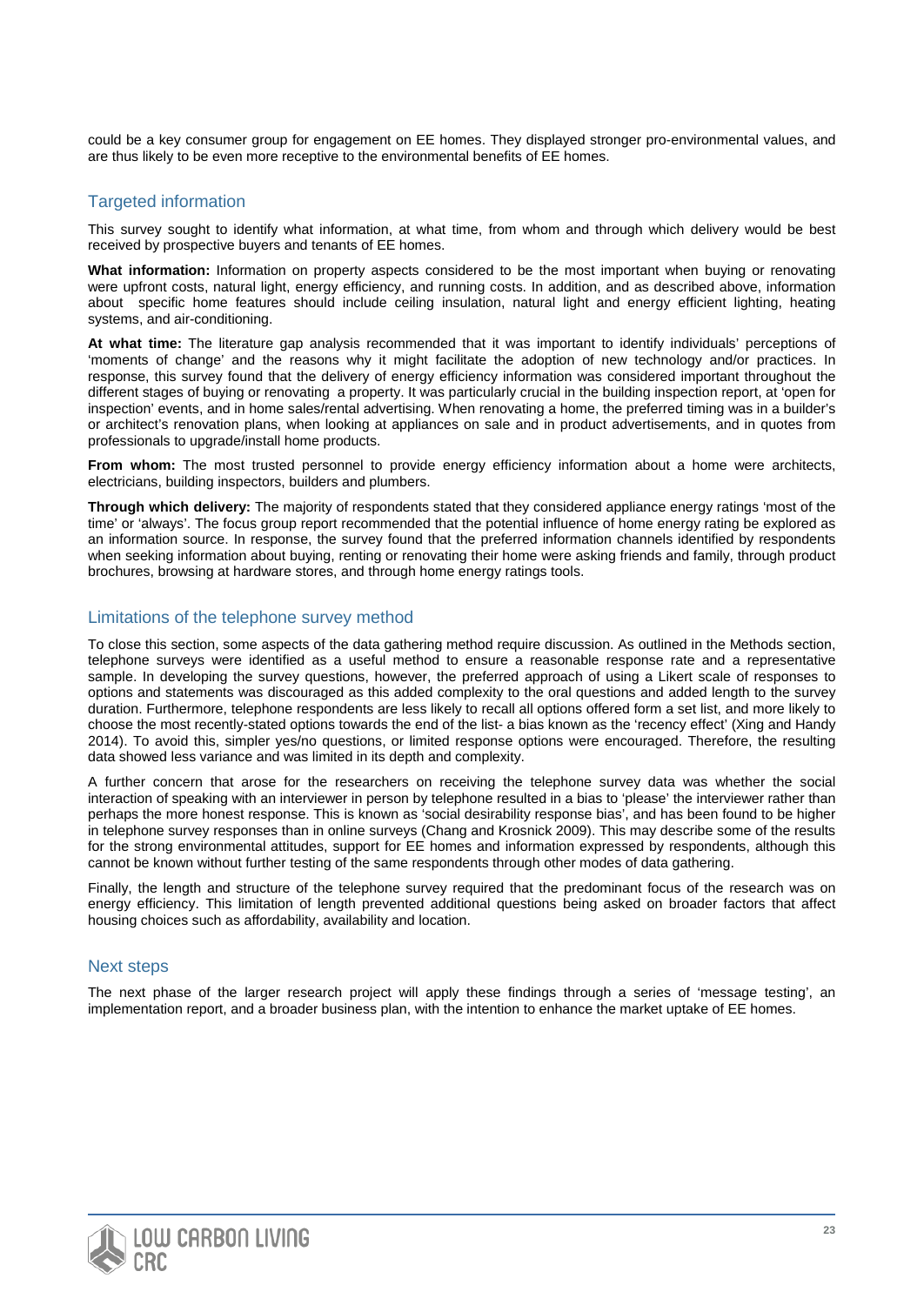could be a key consumer group for engagement on EE homes. They displayed stronger pro-environmental values, and are thus likely to be even more receptive to the environmental benefits of EE homes.

## Targeted information

This survey sought to identify what information, at what time, from whom and through which delivery would be best received by prospective buyers and tenants of EE homes.

**What information:** Information on property aspects considered to be the most important when buying or renovating were upfront costs, natural light, energy efficiency, and running costs. In addition, and as described above, information about specific home features should include ceiling insulation, natural light and energy efficient lighting, heating systems, and air-conditioning.

**At what time:** The literature gap analysis recommended that it was important to identify individuals' perceptions of 'moments of change' and the reasons why it might facilitate the adoption of new technology and/or practices. In response, this survey found that the delivery of energy efficiency information was considered important throughout the different stages of buying or renovating a property. It was particularly crucial in the building inspection report, at 'open for inspection' events, and in home sales/rental advertising. When renovating a home, the preferred timing was in a builder's or architect's renovation plans, when looking at appliances on sale and in product advertisements, and in quotes from professionals to upgrade/install home products.

**From whom:** The most trusted personnel to provide energy efficiency information about a home were architects, electricians, building inspectors, builders and plumbers.

**Through which delivery:** The majority of respondents stated that they considered appliance energy ratings 'most of the time' or 'always'. The focus group report recommended that the potential influence of home energy rating be explored as an information source. In response, the survey found that the preferred information channels identified by respondents when seeking information about buying, renting or renovating their home were asking friends and family, through product brochures, browsing at hardware stores, and through home energy ratings tools.

## Limitations of the telephone survey method

To close this section, some aspects of the data gathering method require discussion. As outlined in the Methods section, telephone surveys were identified as a useful method to ensure a reasonable response rate and a representative sample. In developing the survey questions, however, the preferred approach of using a Likert scale of responses to options and statements was discouraged as this added complexity to the oral questions and added length to the survey duration. Furthermore, telephone respondents are less likely to recall all options offered form a set list, and more likely to choose the most recently-stated options towards the end of the list- a bias known as the 'recency effect' (Xing and Handy 2014). To avoid this, simpler yes/no questions, or limited response options were encouraged. Therefore, the resulting data showed less variance and was limited in its depth and complexity.

A further concern that arose for the researchers on receiving the telephone survey data was whether the social interaction of speaking with an interviewer in person by telephone resulted in a bias to 'please' the interviewer rather than perhaps the more honest response. This is known as 'social desirability response bias', and has been found to be higher in telephone survey responses than in online surveys (Chang and Krosnick 2009). This may describe some of the results for the strong environmental attitudes, support for EE homes and information expressed by respondents, although this cannot be known without further testing of the same respondents through other modes of data gathering.

Finally, the length and structure of the telephone survey required that the predominant focus of the research was on energy efficiency. This limitation of length prevented additional questions being asked on broader factors that affect housing choices such as affordability, availability and location.

## Next steps

The next phase of the larger research project will apply these findings through a series of 'message testing', an implementation report, and a broader business plan, with the intention to enhance the market uptake of EE homes.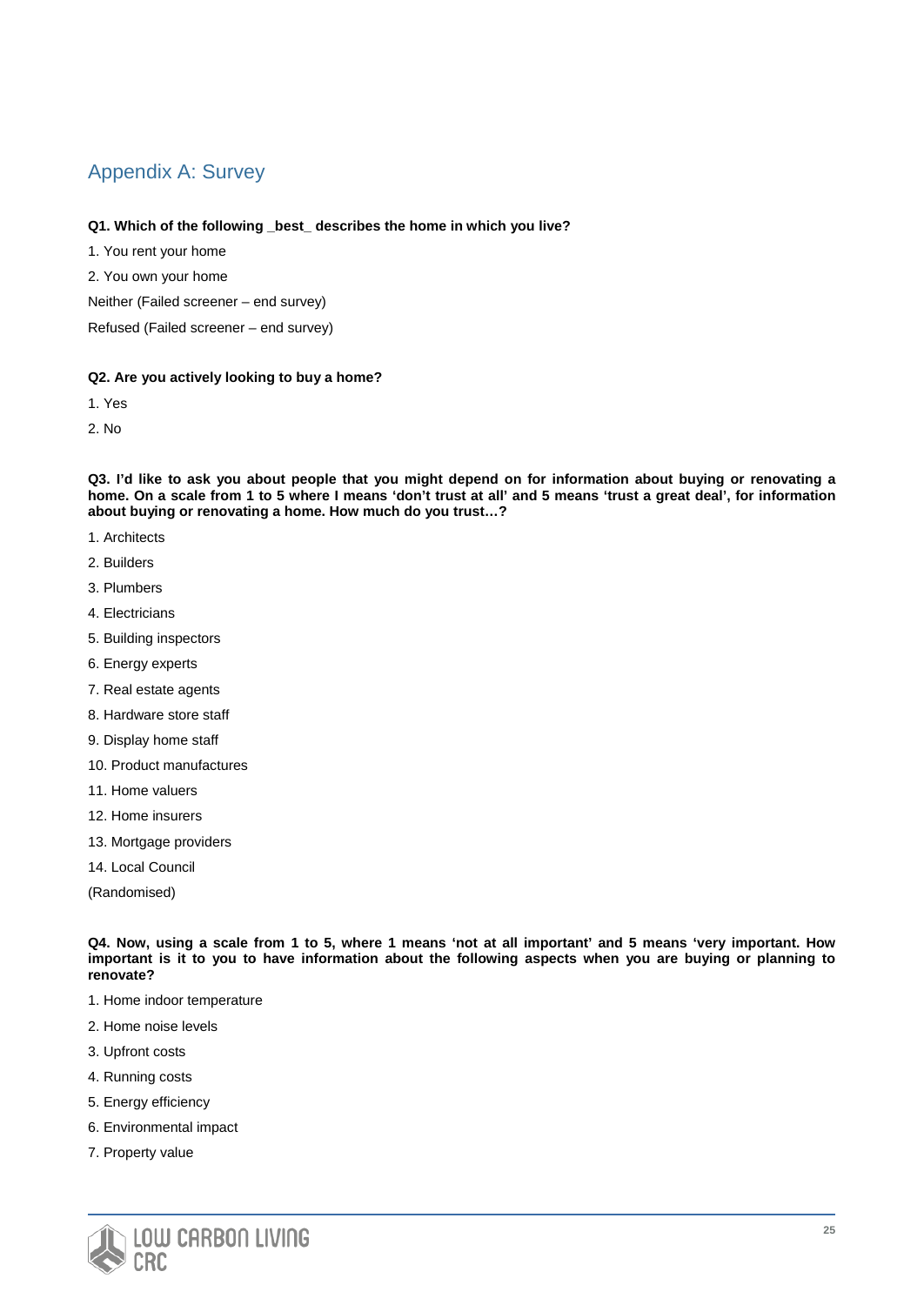## Appendix A: Survey

**Q1. Which of the following _best_ describes the home in which you live?**

1. You rent your home
2. You own your home

Neither (Failed screener – end survey)

Refused (Failed screener – end survey)

**Q2. Are you actively looking to buy a home?**

1. Yes
2. No

**Q3. I'd like to ask you about people that you might depend on for information about buying or renovating a home. On a scale from 1 to 5 where I means 'don't trust at all' and 5 means 'trust a great deal', for information about buying or renovating a home. How much do you trust…?**

1. Architects
2. Builders
3. Plumbers
4. Electricians
5. Building inspectors
6. Energy experts
7. Real estate agents
8. Hardware store staff
9. Display home staff
10. Product manufactures
11. Home valuers
12. Home insurers
13. Mortgage providers
14. Local Council

(Randomised)

**Q4. Now, using a scale from 1 to 5, where 1 means 'not at all important' and 5 means 'very important. How important is it to you to have information about the following aspects when you are buying or planning to renovate?**

1. Home indoor temperature
2. Home noise levels
3. Upfront costs
4. Running costs
5. Energy efficiency
6. Environmental impact
7. Property value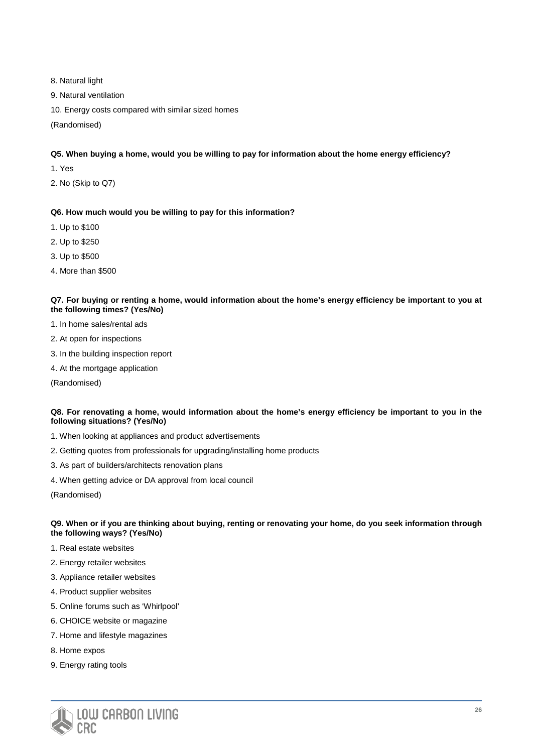8. Natural light

9. Natural ventilation

10. Energy costs compared with similar sized homes

(Randomised)

**Q5. When buying a home, would you be willing to pay for information about the home energy efficiency?**

1. Yes

2. No (Skip to Q7)

**Q6. How much would you be willing to pay for this information?**

1. Up to $100

2. Up to $250

3. Up to $500

4. More than $500

**Q7. For buying or renting a home, would information about the home's energy efficiency be important to you at the following times? (Yes/No)**

1. In home sales/rental ads

2. At open for inspections

3. In the building inspection report

4. At the mortgage application

(Randomised)

**Q8. For renovating a home, would information about the home's energy efficiency be important to you in the following situations? (Yes/No)**

1. When looking at appliances and product advertisements

2. Getting quotes from professionals for upgrading/installing home products

3. As part of builders/architects renovation plans

4. When getting advice or DA approval from local council

(Randomised)

**Q9. When or if you are thinking about buying, renting or renovating your home, do you seek information through the following ways? (Yes/No)**

1. Real estate websites

2. Energy retailer websites

3. Appliance retailer websites

4. Product supplier websites

5. Online forums such as 'Whirlpool'

6. CHOICE website or magazine

7. Home and lifestyle magazines

8. Home expos

9. Energy rating tools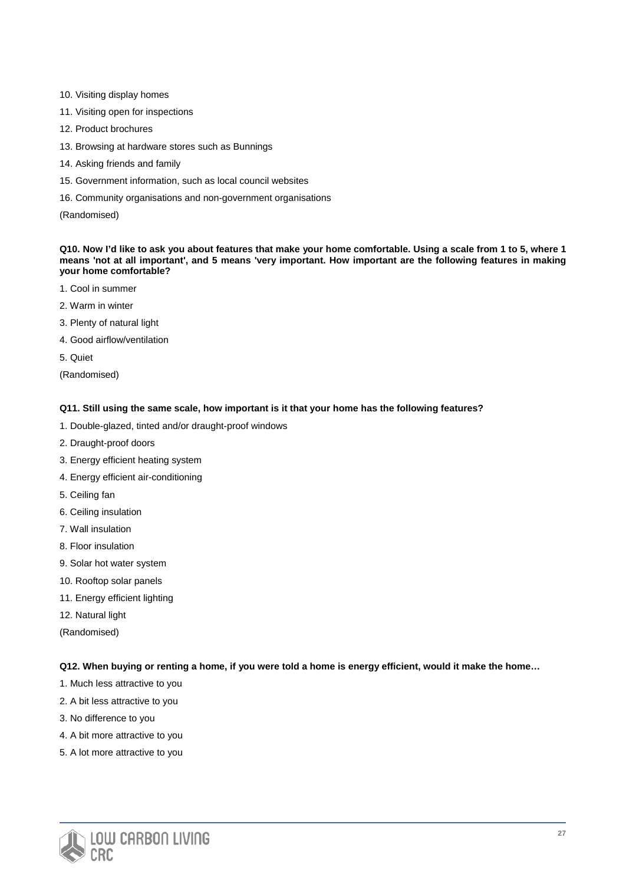10. Visiting display homes
11. Visiting open for inspections
12. Product brochures
13. Browsing at hardware stores such as Bunnings
14. Asking friends and family
15. Government information, such as local council websites
16. Community organisations and non-government organisations

(Randomised)

**Q10. Now I'd like to ask you about features that make your home comfortable. Using a scale from 1 to 5, where 1 means 'not at all important', and 5 means 'very important. How important are the following features in making your home comfortable?**

1. Cool in summer
2. Warm in winter
3. Plenty of natural light
4. Good airflow/ventilation
5. Quiet

(Randomised)

**Q11. Still using the same scale, how important is it that your home has the following features?**

1. Double-glazed, tinted and/or draught-proof windows
2. Draught-proof doors
3. Energy efficient heating system
4. Energy efficient air-conditioning
5. Ceiling fan
6. Ceiling insulation
7. Wall insulation
8. Floor insulation
9. Solar hot water system
10. Rooftop solar panels
11. Energy efficient lighting
12. Natural light

(Randomised)

**Q12. When buying or renting a home, if you were told a home is energy efficient, would it make the home…**

1. Much less attractive to you
2. A bit less attractive to you
3. No difference to you
4. A bit more attractive to you
5. A lot more attractive to you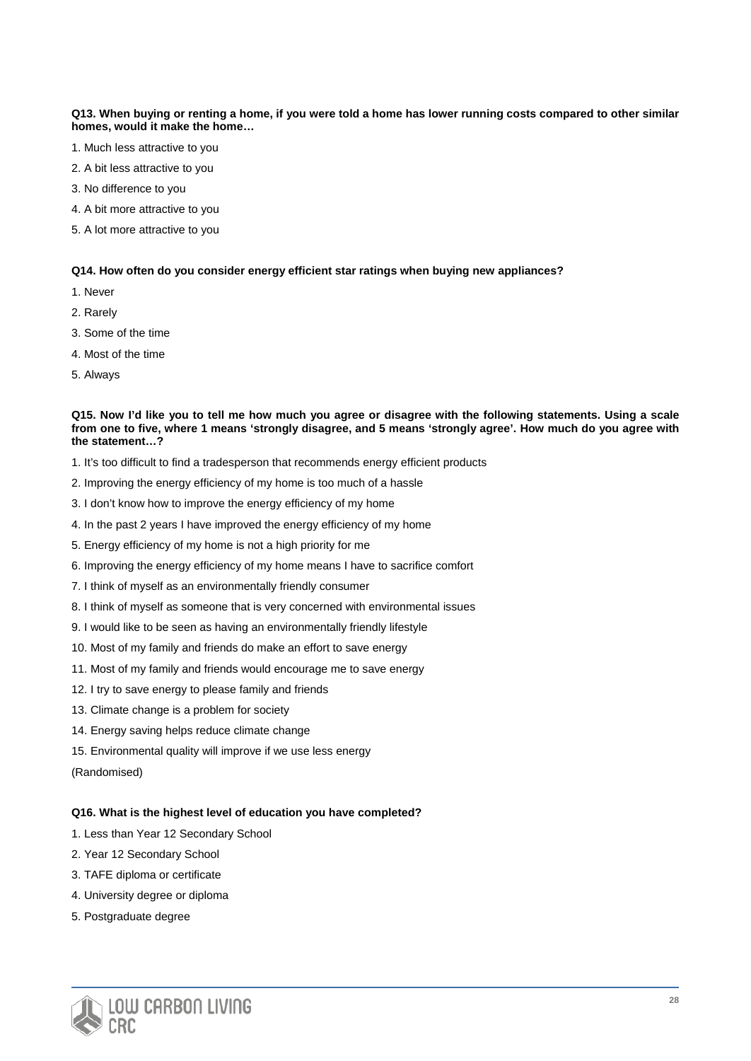**Q13. When buying or renting a home, if you were told a home has lower running costs compared to other similar homes, would it make the home…**

1. Much less attractive to you
2. A bit less attractive to you
3. No difference to you
4. A bit more attractive to you
5. A lot more attractive to you

**Q14. How often do you consider energy efficient star ratings when buying new appliances?**

1. Never
2. Rarely
3. Some of the time
4. Most of the time
5. Always

**Q15. Now I'd like you to tell me how much you agree or disagree with the following statements. Using a scale from one to five, where 1 means 'strongly disagree, and 5 means 'strongly agree'. How much do you agree with the statement…?**

1. It's too difficult to find a tradesperson that recommends energy efficient products
2. Improving the energy efficiency of my home is too much of a hassle
3. I don't know how to improve the energy efficiency of my home
4. In the past 2 years I have improved the energy efficiency of my home
5. Energy efficiency of my home is not a high priority for me
6. Improving the energy efficiency of my home means I have to sacrifice comfort
7. I think of myself as an environmentally friendly consumer
8. I think of myself as someone that is very concerned with environmental issues
9. I would like to be seen as having an environmentally friendly lifestyle
10. Most of my family and friends do make an effort to save energy
11. Most of my family and friends would encourage me to save energy
12. I try to save energy to please family and friends
13. Climate change is a problem for society
14. Energy saving helps reduce climate change
15. Environmental quality will improve if we use less energy

(Randomised)

**Q16. What is the highest level of education you have completed?**

1. Less than Year 12 Secondary School
2. Year 12 Secondary School
3. TAFE diploma or certificate
4. University degree or diploma
5. Postgraduate degree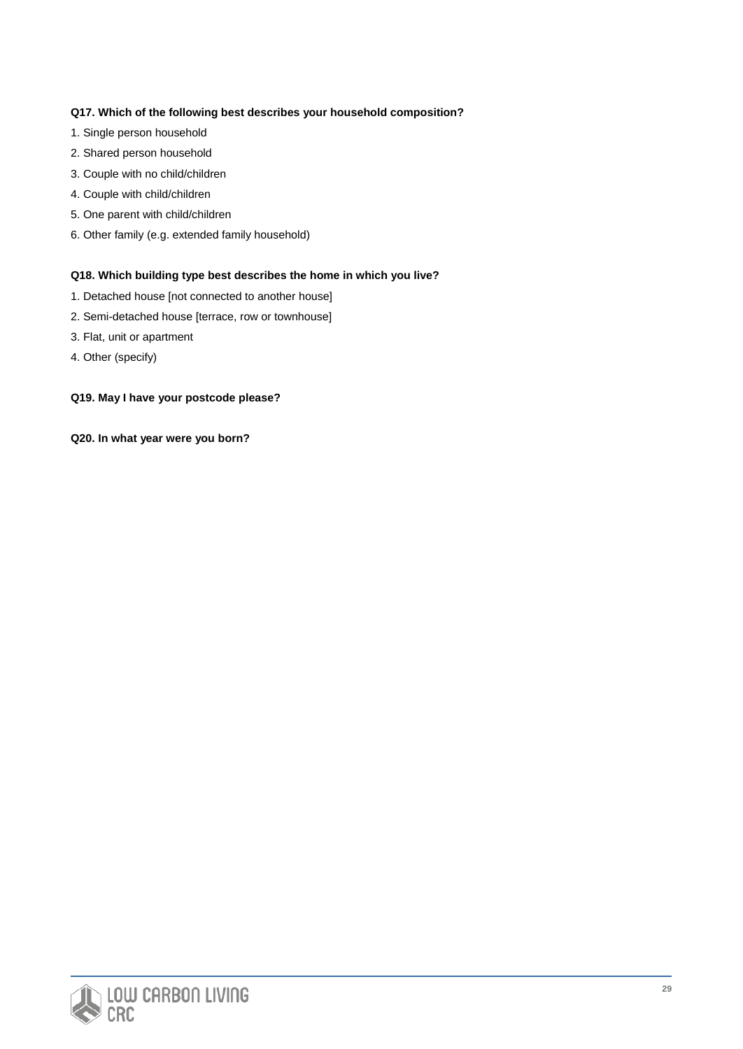**Q17. Which of the following best describes your household composition?**

1. Single person household
2. Shared person household
3. Couple with no child/children
4. Couple with child/children
5. One parent with child/children
6. Other family (e.g. extended family household)

**Q18. Which building type best describes the home in which you live?**

1. Detached house [not connected to another house]
2. Semi-detached house [terrace, row or townhouse]
3. Flat, unit or apartment
4. Other (specify)

**Q19. May I have your postcode please?**

**Q20. In what year were you born?**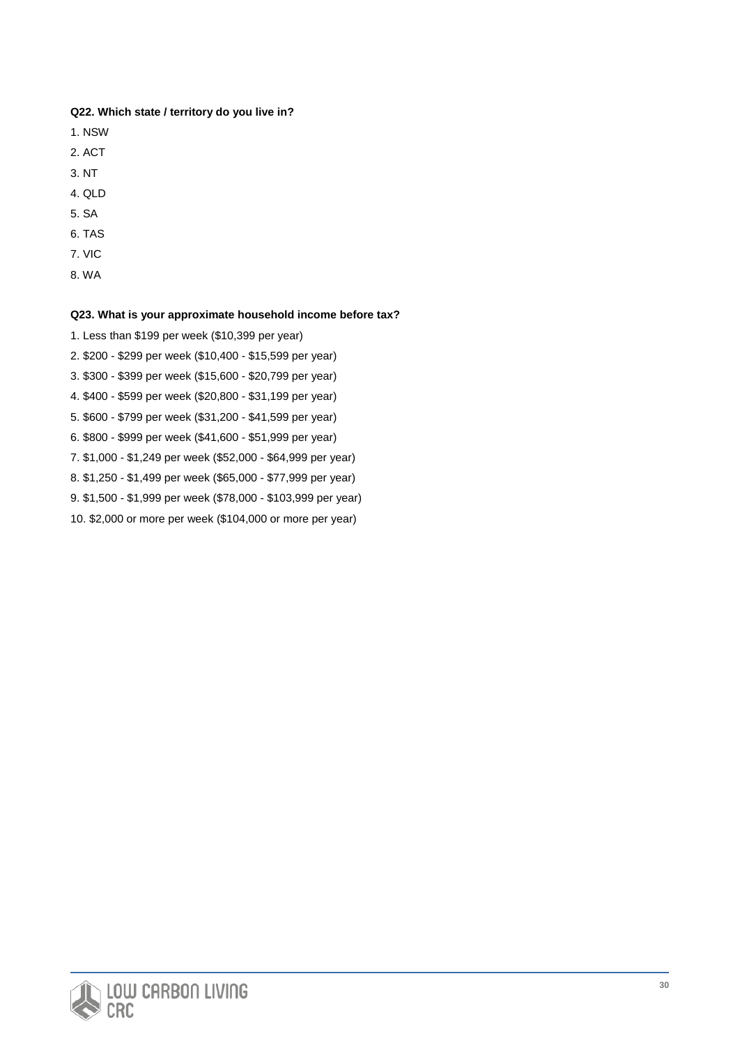**Q22. Which state / territory do you live in?**

1. NSW
2. ACT
3. NT
4. QLD
5. SA
6. TAS
7. VIC
8. WA

**Q23. What is your approximate household income before tax?**

1. Less than $199 per week ($10,399 per year)
2. $200 - $299 per week ($10,400 - $15,599 per year)
3. $300 - $399 per week ($15,600 - $20,799 per year)
4. $400 - $599 per week ($20,800 - $31,199 per year)
5. $600 - $799 per week ($31,200 - $41,599 per year)
6. $800 - $999 per week ($41,600 - $51,999 per year)
7. $1,000 - $1,249 per week ($52,000 - $64,999 per year)
8. $1,250 - $1,499 per week ($65,000 - $77,999 per year)
9. $1,500 - $1,999 per week ($78,000 - $103,999 per year)
10. $2,000 or more per week ($104,000 or more per year)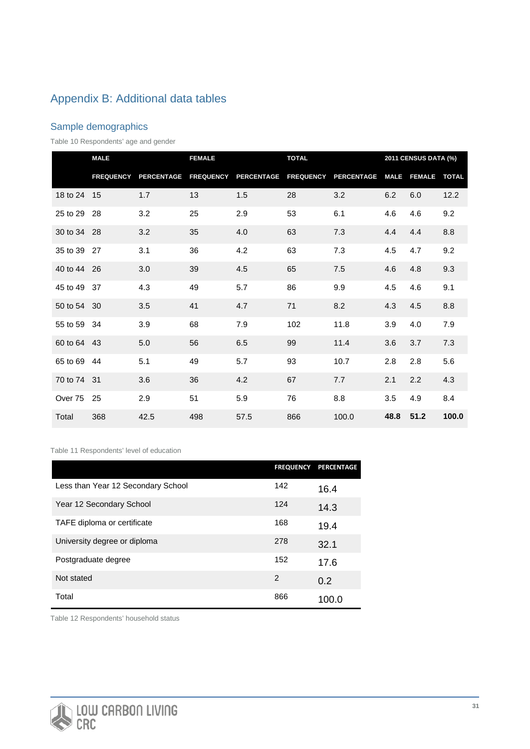# Appendix B: Additional data tables

## Sample demographics

Table 10 Respondents' age and gender

| | MALE | | FEMALE | | TOTAL | | 2011 CENSUS DATA (%) | | |
|---|---|---|---|---|---|---|---|---|---|
| | FREQUENCY | PERCENTAGE | FREQUENCY | PERCENTAGE | FREQUENCY | PERCENTAGE | MALE | FEMALE | TOTAL |
| 18 to 24 | 15 | 1.7 | 13 | 1.5 | 28 | 3.2 | 6.2 | 6.0 | 12.2 |
| 25 to 29 | 28 | 3.2 | 25 | 2.9 | 53 | 6.1 | 4.6 | 4.6 | 9.2 |
| 30 to 34 | 28 | 3.2 | 35 | 4.0 | 63 | 7.3 | 4.4 | 4.4 | 8.8 |
| 35 to 39 | 27 | 3.1 | 36 | 4.2 | 63 | 7.3 | 4.5 | 4.7 | 9.2 |
| 40 to 44 | 26 | 3.0 | 39 | 4.5 | 65 | 7.5 | 4.6 | 4.8 | 9.3 |
| 45 to 49 | 37 | 4.3 | 49 | 5.7 | 86 | 9.9 | 4.5 | 4.6 | 9.1 |
| 50 to 54 | 30 | 3.5 | 41 | 4.7 | 71 | 8.2 | 4.3 | 4.5 | 8.8 |
| 55 to 59 | 34 | 3.9 | 68 | 7.9 | 102 | 11.8 | 3.9 | 4.0 | 7.9 |
| 60 to 64 | 43 | 5.0 | 56 | 6.5 | 99 | 11.4 | 3.6 | 3.7 | 7.3 |
| 65 to 69 | 44 | 5.1 | 49 | 5.7 | 93 | 10.7 | 2.8 | 2.8 | 5.6 |
| 70 to 74 | 31 | 3.6 | 36 | 4.2 | 67 | 7.7 | 2.1 | 2.2 | 4.3 |
| Over 75 | 25 | 2.9 | 51 | 5.9 | 76 | 8.8 | 3.5 | 4.9 | 8.4 |
| Total | 368 | 42.5 | 498 | 57.5 | 866 | 100.0 | **48.8** | **51.2** | **100.0** |

Table 11 Respondents' level of education

| | FREQUENCY | PERCENTAGE |
|---|---|---|
| Less than Year 12 Secondary School | 142 | 16.4 |
| Year 12 Secondary School | 124 | 14.3 |
| TAFE diploma or certificate | 168 | 19.4 |
| University degree or diploma | 278 | 32.1 |
| Postgraduate degree | 152 | 17.6 |
| Not stated | 2 | 0.2 |
| Total | 866 | 100.0 |

Table 12 Respondents' household status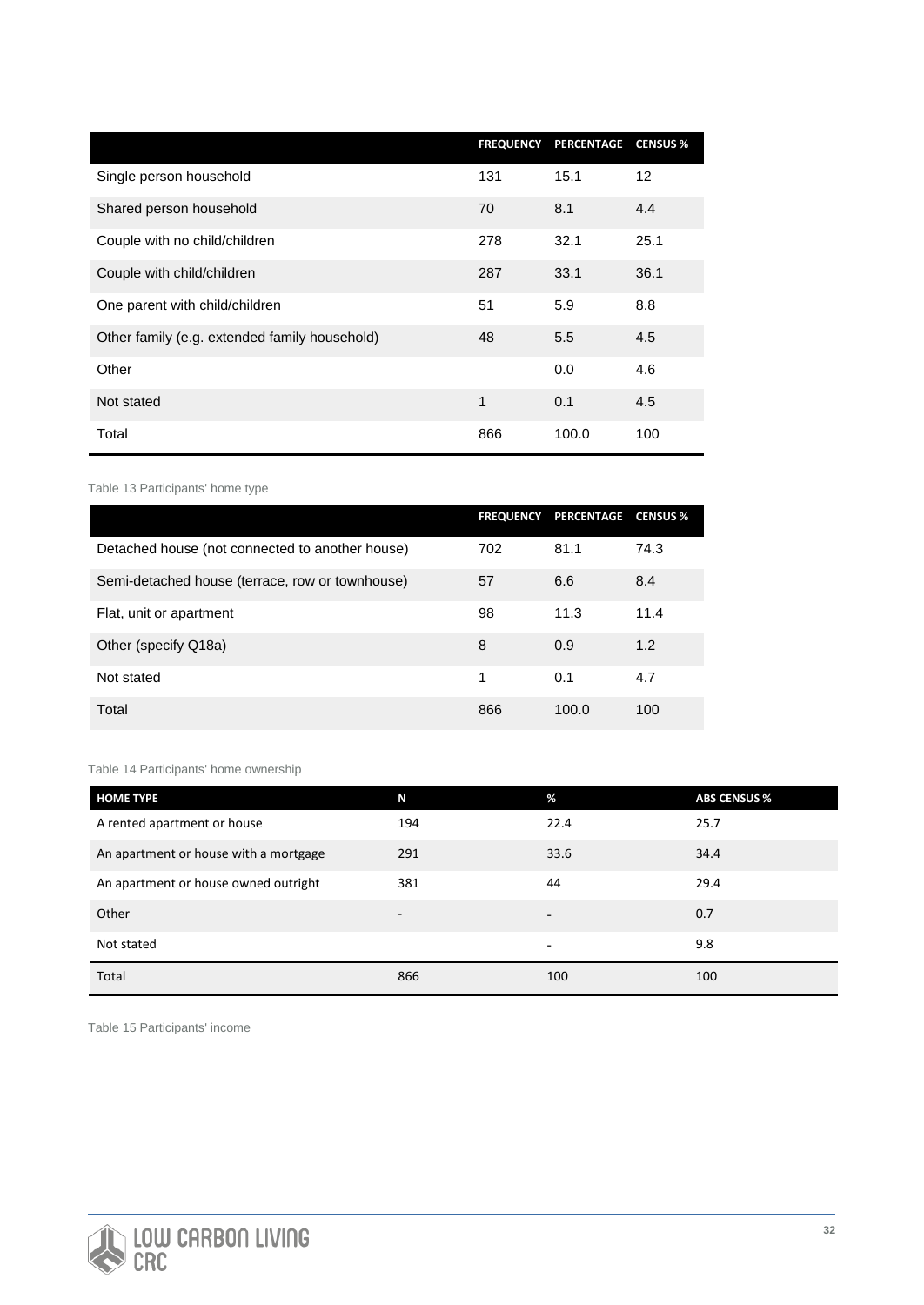| | FREQUENCY | PERCENTAGE | CENSUS % |
|---|---|---|---|
| Single person household | 131 | 15.1 | 12 |
| Shared person household | 70 | 8.1 | 4.4 |
| Couple with no child/children | 278 | 32.1 | 25.1 |
| Couple with child/children | 287 | 33.1 | 36.1 |
| One parent with child/children | 51 | 5.9 | 8.8 |
| Other family (e.g. extended family household) | 48 | 5.5 | 4.5 |
| Other | | 0.0 | 4.6 |
| Not stated | 1 | 0.1 | 4.5 |
| Total | 866 | 100.0 | 100 |

Table 13 Participants' home type

| | FREQUENCY | PERCENTAGE | CENSUS % |
|---|---|---|---|
| Detached house (not connected to another house) | 702 | 81.1 | 74.3 |
| Semi-detached house (terrace, row or townhouse) | 57 | 6.6 | 8.4 |
| Flat, unit or apartment | 98 | 11.3 | 11.4 |
| Other (specify Q18a) | 8 | 0.9 | 1.2 |
| Not stated | 1 | 0.1 | 4.7 |
| Total | 866 | 100.0 | 100 |

Table 14 Participants' home ownership

| HOME TYPE | N | % | ABS CENSUS % |
|---|---|---|---|
| A rented apartment or house | 194 | 22.4 | 25.7 |
| An apartment or house with a mortgage | 291 | 33.6 | 34.4 |
| An apartment or house owned outright | 381 | 44 | 29.4 |
| Other | - | - | 0.7 |
| Not stated | | - | 9.8 |
| Total | 866 | 100 | 100 |

Table 15 Participants' income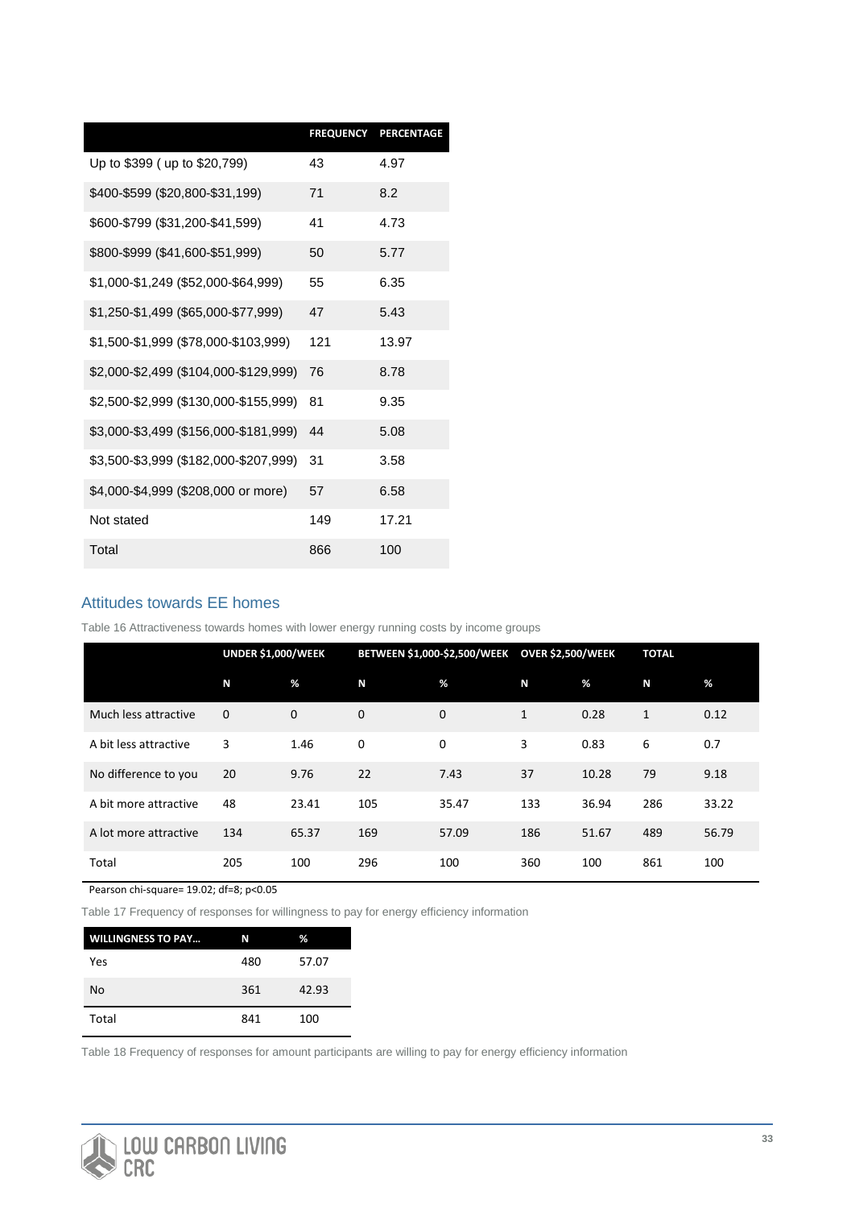| | FREQUENCY | PERCENTAGE |
|---|---|---|
| Up to $399 ( up to $20,799) | 43 | 4.97 |
| $400-$599 ($20,800-$31,199) | 71 | 8.2 |
| $600-$799 ($31,200-$41,599) | 41 | 4.73 |
| $800-$999 ($41,600-$51,999) | 50 | 5.77 |
| $1,000-$1,249 ($52,000-$64,999) | 55 | 6.35 |
| $1,250-$1,499 ($65,000-$77,999) | 47 | 5.43 |
| $1,500-$1,999 ($78,000-$103,999) | 121 | 13.97 |
| $2,000-$2,499 ($104,000-$129,999) | 76 | 8.78 |
| $2,500-$2,999 ($130,000-$155,999) | 81 | 9.35 |
| $3,000-$3,499 ($156,000-$181,999) | 44 | 5.08 |
| $3,500-$3,999 ($182,000-$207,999) | 31 | 3.58 |
| $4,000-$4,999 ($208,000 or more) | 57 | 6.58 |
| Not stated | 149 | 17.21 |
| Total | 866 | 100 |

## Attitudes towards EE homes

Table 16 Attractiveness towards homes with lower energy running costs by income groups

| | UNDER $1,000/WEEK | | BETWEEN $1,000-$2,500/WEEK | | OVER $2,500/WEEK | | TOTAL | |
|---|---|---|---|---|---|---|---|---|
| | N | % | N | % | N | % | N | % |
| Much less attractive | 0 | 0 | 0 | 0 | 1 | 0.28 | 1 | 0.12 |
| A bit less attractive | 3 | 1.46 | 0 | 0 | 3 | 0.83 | 6 | 0.7 |
| No difference to you | 20 | 9.76 | 22 | 7.43 | 37 | 10.28 | 79 | 9.18 |
| A bit more attractive | 48 | 23.41 | 105 | 35.47 | 133 | 36.94 | 286 | 33.22 |
| A lot more attractive | 134 | 65.37 | 169 | 57.09 | 186 | 51.67 | 489 | 56.79 |
| Total | 205 | 100 | 296 | 100 | 360 | 100 | 861 | 100 |

Pearson chi-square= 19.02; df=8; $p<0.05$

Table 17 Frequency of responses for willingness to pay for energy efficiency information

| WILLINGNESS TO PAY… | N | % |
|---|---|---|
| Yes | 480 | 57.07 |
| No | 361 | 42.93 |
| Total | 841 | 100 |

Table 18 Frequency of responses for amount participants are willing to pay for energy efficiency information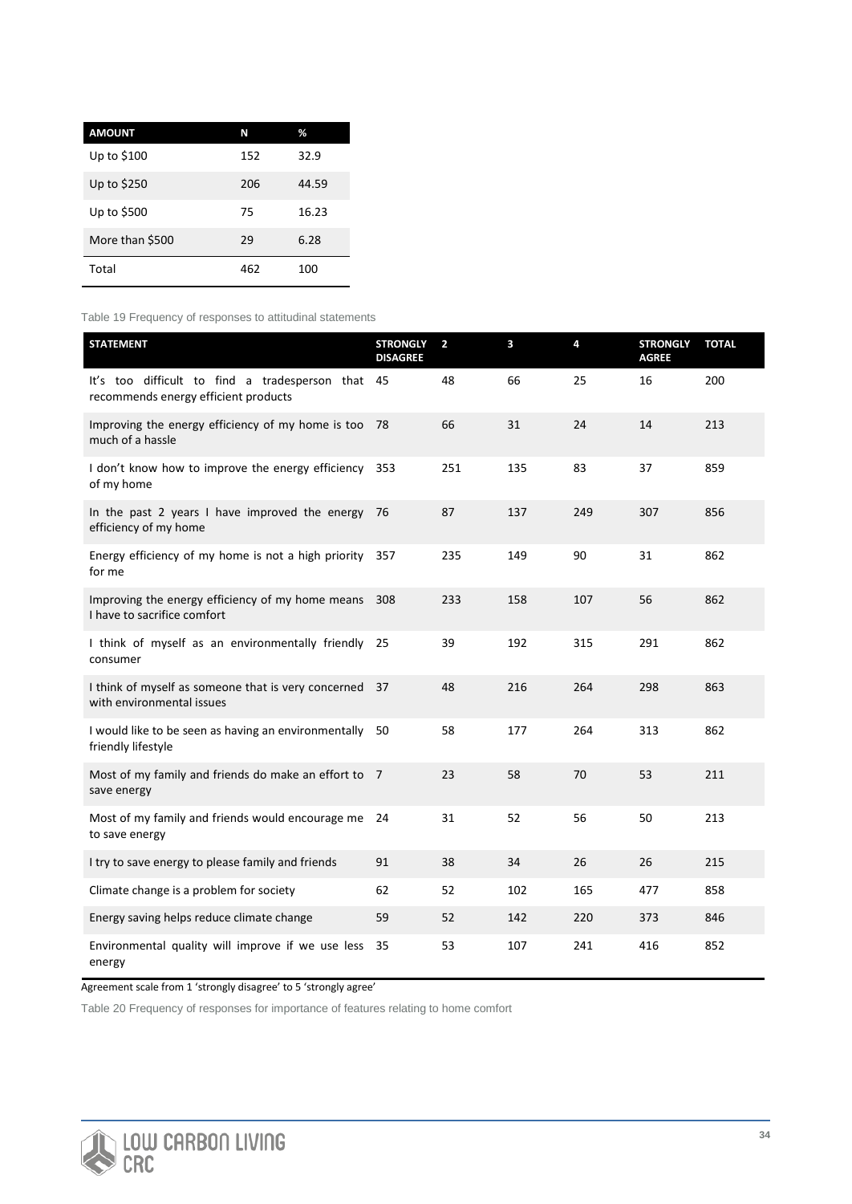| AMOUNT | N | % |
|---|---|---|
| Up to $100 | 152 | 32.9 |
| Up to $250 | 206 | 44.59 |
| Up to $500 | 75 | 16.23 |
| More than $500 | 29 | 6.28 |
| Total | 462 | 100 |

Table 19 Frequency of responses to attitudinal statements

| STATEMENT | STRONGLY DISAGREE | 2 | 3 | 4 | STRONGLY AGREE | TOTAL |
|---|---|---|---|---|---|---|
| It's too difficult to find a tradesperson that recommends energy efficient products | 45 | 48 | 66 | 25 | 16 | 200 |
| Improving the energy efficiency of my home is too much of a hassle | 78 | 66 | 31 | 24 | 14 | 213 |
| I don't know how to improve the energy efficiency of my home | 353 | 251 | 135 | 83 | 37 | 859 |
| In the past 2 years I have improved the energy efficiency of my home | 76 | 87 | 137 | 249 | 307 | 856 |
| Energy efficiency of my home is not a high priority for me | 357 | 235 | 149 | 90 | 31 | 862 |
| Improving the energy efficiency of my home means I have to sacrifice comfort | 308 | 233 | 158 | 107 | 56 | 862 |
| I think of myself as an environmentally friendly consumer | 25 | 39 | 192 | 315 | 291 | 862 |
| I think of myself as someone that is very concerned with environmental issues | 37 | 48 | 216 | 264 | 298 | 863 |
| I would like to be seen as having an environmentally friendly lifestyle | 50 | 58 | 177 | 264 | 313 | 862 |
| Most of my family and friends do make an effort to save energy | 7 | 23 | 58 | 70 | 53 | 211 |
| Most of my family and friends would encourage me to save energy | 24 | 31 | 52 | 56 | 50 | 213 |
| I try to save energy to please family and friends | 91 | 38 | 34 | 26 | 26 | 215 |
| Climate change is a problem for society | 62 | 52 | 102 | 165 | 477 | 858 |
| Energy saving helps reduce climate change | 59 | 52 | 142 | 220 | 373 | 846 |
| Environmental quality will improve if we use less energy | 35 | 53 | 107 | 241 | 416 | 852 |

Agreement scale from 1 'strongly disagree' to 5 'strongly agree'

Table 20 Frequency of responses for importance of features relating to home comfort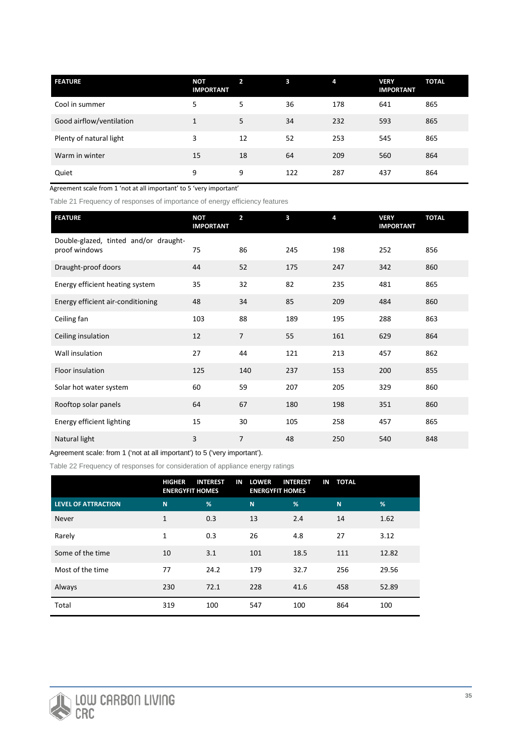| FEATURE | NOT IMPORTANT | 2 | 3 | 4 | VERY IMPORTANT | TOTAL |
|---|---|---|---|---|---|---|
| Cool in summer | 5 | 5 | 36 | 178 | 641 | 865 |
| Good airflow/ventilation | 1 | 5 | 34 | 232 | 593 | 865 |
| Plenty of natural light | 3 | 12 | 52 | 253 | 545 | 865 |
| Warm in winter | 15 | 18 | 64 | 209 | 560 | 864 |
| Quiet | 9 | 9 | 122 | 287 | 437 | 864 |

Agreement scale from 1 'not at all important' to 5 'very important'

Table 21 Frequency of responses of importance of energy efficiency features

| FEATURE | NOT IMPORTANT | 2 | 3 | 4 | VERY IMPORTANT | TOTAL |
|---|---|---|---|---|---|---|
| Double-glazed, tinted and/or draught-proof windows | 75 | 86 | 245 | 198 | 252 | 856 |
| Draught-proof doors | 44 | 52 | 175 | 247 | 342 | 860 |
| Energy efficient heating system | 35 | 32 | 82 | 235 | 481 | 865 |
| Energy efficient air-conditioning | 48 | 34 | 85 | 209 | 484 | 860 |
| Ceiling fan | 103 | 88 | 189 | 195 | 288 | 863 |
| Ceiling insulation | 12 | 7 | 55 | 161 | 629 | 864 |
| Wall insulation | 27 | 44 | 121 | 213 | 457 | 862 |
| Floor insulation | 125 | 140 | 237 | 153 | 200 | 855 |
| Solar hot water system | 60 | 59 | 207 | 205 | 329 | 860 |
| Rooftop solar panels | 64 | 67 | 180 | 198 | 351 | 860 |
| Energy efficient lighting | 15 | 30 | 105 | 258 | 457 | 865 |
| Natural light | 3 | 7 | 48 | 250 | 540 | 848 |

Agreement scale: from 1 ('not at all important') to 5 ('very important').

Table 22 Frequency of responses for consideration of appliance energy ratings

| | HIGHER INTEREST IN ENERGYFIT HOMES | | LOWER INTEREST IN ENERGYFIT HOMES | | TOTAL | |
|---|---|---|---|---|---|---|
| LEVEL OF ATTRACTION | N | % | N | % | N | % |
| Never | 1 | 0.3 | 13 | 2.4 | 14 | 1.62 |
| Rarely | 1 | 0.3 | 26 | 4.8 | 27 | 3.12 |
| Some of the time | 10 | 3.1 | 101 | 18.5 | 111 | 12.82 |
| Most of the time | 77 | 24.2 | 179 | 32.7 | 256 | 29.56 |
| Always | 230 | 72.1 | 228 | 41.6 | 458 | 52.89 |
| Total | 319 | 100 | 547 | 100 | 864 | 100 |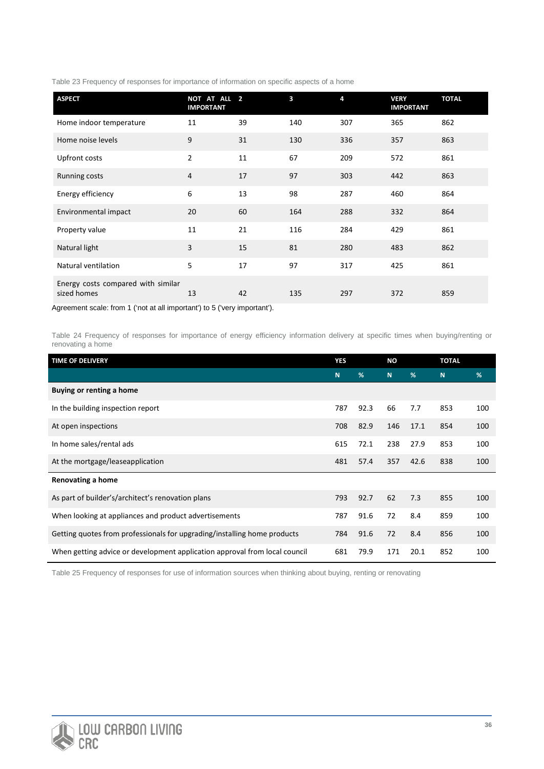Table 23 Frequency of responses for importance of information on specific aspects of a home

| ASPECT | NOT AT ALL IMPORTANT | 2 | 3 | 4 | VERY IMPORTANT | TOTAL |
|---|---|---|---|---|---|---|
| Home indoor temperature | 11 | 39 | 140 | 307 | 365 | 862 |
| Home noise levels | 9 | 31 | 130 | 336 | 357 | 863 |
| Upfront costs | 2 | 11 | 67 | 209 | 572 | 861 |
| Running costs | 4 | 17 | 97 | 303 | 442 | 863 |
| Energy efficiency | 6 | 13 | 98 | 287 | 460 | 864 |
| Environmental impact | 20 | 60 | 164 | 288 | 332 | 864 |
| Property value | 11 | 21 | 116 | 284 | 429 | 861 |
| Natural light | 3 | 15 | 81 | 280 | 483 | 862 |
| Natural ventilation | 5 | 17 | 97 | 317 | 425 | 861 |
| Energy costs compared with similar sized homes | 13 | 42 | 135 | 297 | 372 | 859 |

Agreement scale: from 1 ('not at all important') to 5 ('very important').

Table 24 Frequency of responses for importance of energy efficiency information delivery at specific times when buying/renting or renovating a home

| TIME OF DELIVERY | YES | | NO | | TOTAL | |
|---|---|---|---|---|---|---|
| | N | % | N | % | N | % |
| **Buying or renting a home** | | | | | | |
| In the building inspection report | 787 | 92.3 | 66 | 7.7 | 853 | 100 |
| At open inspections | 708 | 82.9 | 146 | 17.1 | 854 | 100 |
| In home sales/rental ads | 615 | 72.1 | 238 | 27.9 | 853 | 100 |
| At the mortgage/leaseapplication | 481 | 57.4 | 357 | 42.6 | 838 | 100 |
| **Renovating a home** | | | | | | |
| As part of builder's/architect's renovation plans | 793 | 92.7 | 62 | 7.3 | 855 | 100 |
| When looking at appliances and product advertisements | 787 | 91.6 | 72 | 8.4 | 859 | 100 |
| Getting quotes from professionals for upgrading/installing home products | 784 | 91.6 | 72 | 8.4 | 856 | 100 |
| When getting advice or development application approval from local council | 681 | 79.9 | 171 | 20.1 | 852 | 100 |

Table 25 Frequency of responses for use of information sources when thinking about buying, renting or renovating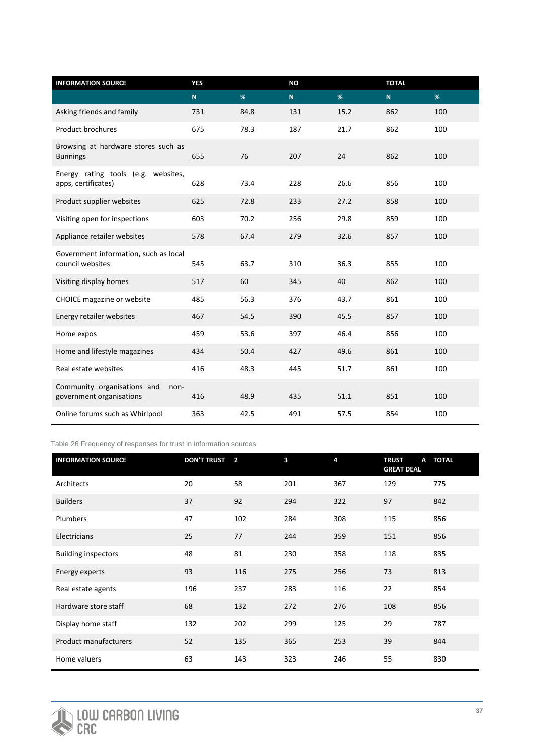| INFORMATION SOURCE | YES | | NO | | TOTAL | |
|---|---|---|---|---|---|---|
| | N | % | N | % | N | % |
| Asking friends and family | 731 | 84.8 | 131 | 15.2 | 862 | 100 |
| Product brochures | 675 | 78.3 | 187 | 21.7 | 862 | 100 |
| Browsing at hardware stores such as Bunnings | 655 | 76 | 207 | 24 | 862 | 100 |
| Energy rating tools (e.g. websites, apps, certificates) | 628 | 73.4 | 228 | 26.6 | 856 | 100 |
| Product supplier websites | 625 | 72.8 | 233 | 27.2 | 858 | 100 |
| Visiting open for inspections | 603 | 70.2 | 256 | 29.8 | 859 | 100 |
| Appliance retailer websites | 578 | 67.4 | 279 | 32.6 | 857 | 100 |
| Government information, such as local council websites | 545 | 63.7 | 310 | 36.3 | 855 | 100 |
| Visiting display homes | 517 | 60 | 345 | 40 | 862 | 100 |
| CHOICE magazine or website | 485 | 56.3 | 376 | 43.7 | 861 | 100 |
| Energy retailer websites | 467 | 54.5 | 390 | 45.5 | 857 | 100 |
| Home expos | 459 | 53.6 | 397 | 46.4 | 856 | 100 |
| Home and lifestyle magazines | 434 | 50.4 | 427 | 49.6 | 861 | 100 |
| Real estate websites | 416 | 48.3 | 445 | 51.7 | 861 | 100 |
| Community organisations and non-government organisations | 416 | 48.9 | 435 | 51.1 | 851 | 100 |
| Online forums such as Whirlpool | 363 | 42.5 | 491 | 57.5 | 854 | 100 |

Table 26 Frequency of responses for trust in information sources

| INFORMATION SOURCE | DON'T TRUST | 2 | 3 | 4 | TRUST A GREAT DEAL | TOTAL |
|---|---|---|---|---|---|---|
| Architects | 20 | 58 | 201 | 367 | 129 | 775 |
| Builders | 37 | 92 | 294 | 322 | 97 | 842 |
| Plumbers | 47 | 102 | 284 | 308 | 115 | 856 |
| Electricians | 25 | 77 | 244 | 359 | 151 | 856 |
| Building inspectors | 48 | 81 | 230 | 358 | 118 | 835 |
| Energy experts | 93 | 116 | 275 | 256 | 73 | 813 |
| Real estate agents | 196 | 237 | 283 | 116 | 22 | 854 |
| Hardware store staff | 68 | 132 | 272 | 276 | 108 | 856 |
| Display home staff | 132 | 202 | 299 | 125 | 29 | 787 |
| Product manufacturers | 52 | 135 | 365 | 253 | 39 | 844 |
| Home valuers | 63 | 143 | 323 | 246 | 55 | 830 |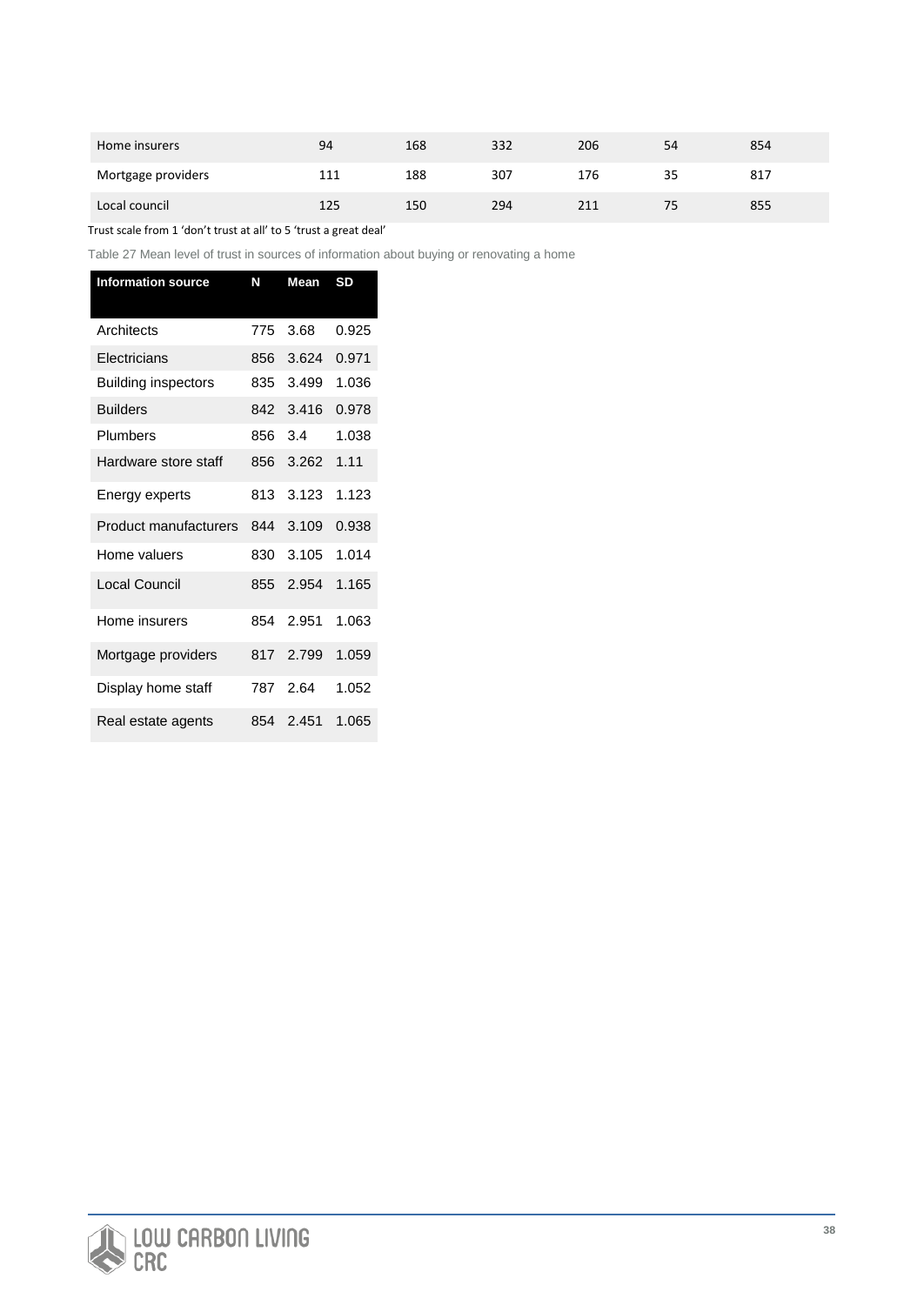| | | | | | | |
|---|---|---|---|---|---|---|
| Home insurers | 94 | 168 | 332 | 206 | 54 | 854 |
| Mortgage providers | 111 | 188 | 307 | 176 | 35 | 817 |
| Local council | 125 | 150 | 294 | 211 | 75 | 855 |

Trust scale from 1 'don't trust at all' to 5 'trust a great deal'

Table 27 Mean level of trust in sources of information about buying or renovating a home

| Information source | N | Mean | SD |
|---|---|---|---|
| Architects | 775 | 3.68 | 0.925 |
| Electricians | 856 | 3.624 | 0.971 |
| Building inspectors | 835 | 3.499 | 1.036 |
| Builders | 842 | 3.416 | 0.978 |
| Plumbers | 856 | 3.4 | 1.038 |
| Hardware store staff | 856 | 3.262 | 1.11 |
| Energy experts | 813 | 3.123 | 1.123 |
| Product manufacturers | 844 | 3.109 | 0.938 |
| Home valuers | 830 | 3.105 | 1.014 |
| Local Council | 855 | 2.954 | 1.165 |
| Home insurers | 854 | 2.951 | 1.063 |
| Mortgage providers | 817 | 2.799 | 1.059 |
| Display home staff | 787 | 2.64 | 1.052 |
| Real estate agents | 854 | 2.451 | 1.065 |